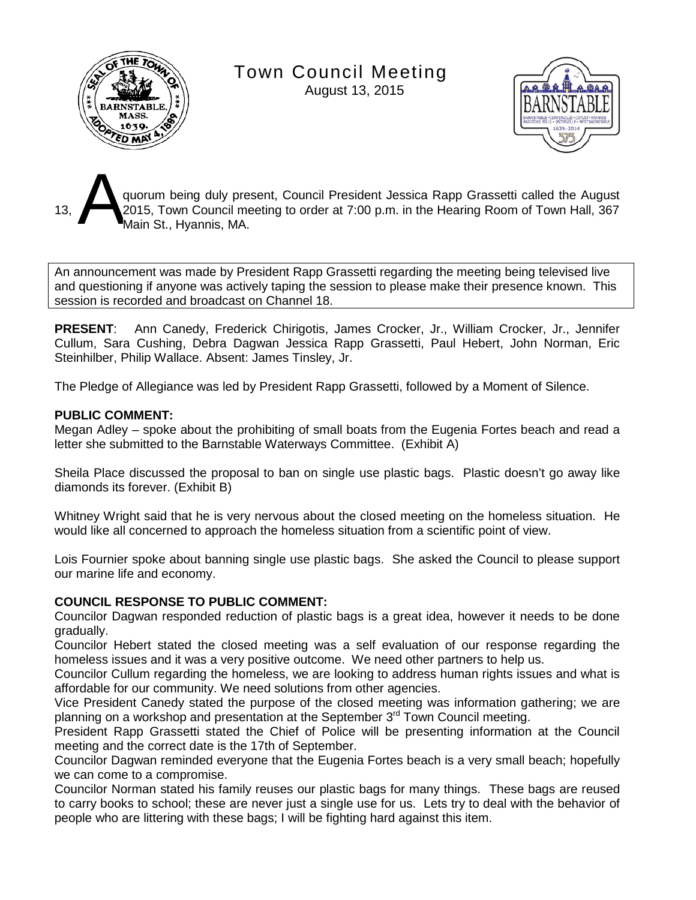# Town Council Meeting

August 13, 2015

A quorum being duly present, Council President Jessica Rapp Grassetti called the August 13, 2015, Town Council meeting to order at 7:00 p.m. in the Hearing Room of Town Hall, 367 Main St., Hyannis, MA.

An announcement was made by President Rapp Grassetti regarding the meeting being televised live and questioning if anyone was actively taping the session to please make their presence known. This session is recorded and broadcast on Channel 18.

**PRESENT**: Ann Canedy, Frederick Chirigotis, James Crocker, Jr., William Crocker, Jr., Jennifer Cullum, Sara Cushing, Debra Dagwan Jessica Rapp Grassetti, Paul Hebert, John Norman, Eric Steinhilber, Philip Wallace. Absent: James Tinsley, Jr.

The Pledge of Allegiance was led by President Rapp Grassetti, followed by a Moment of Silence.

**PUBLIC COMMENT:**

Megan Adley – spoke about the prohibiting of small boats from the Eugenia Fortes beach and read a letter she submitted to the Barnstable Waterways Committee. (Exhibit A)

Sheila Place discussed the proposal to ban on single use plastic bags. Plastic doesn't go away like diamonds its forever. (Exhibit B)

Whitney Wright said that he is very nervous about the closed meeting on the homeless situation. He would like all concerned to approach the homeless situation from a scientific point of view.

Lois Fournier spoke about banning single use plastic bags. She asked the Council to please support our marine life and economy.

**COUNCIL RESPONSE TO PUBLIC COMMENT:**

Councilor Dagwan responded reduction of plastic bags is a great idea, however it needs to be done gradually.

Councilor Hebert stated the closed meeting was a self evaluation of our response regarding the homeless issues and it was a very positive outcome. We need other partners to help us.

Councilor Cullum regarding the homeless, we are looking to address human rights issues and what is affordable for our community. We need solutions from other agencies.

Vice President Canedy stated the purpose of the closed meeting was information gathering; we are planning on a workshop and presentation at the September 3rd Town Council meeting.

President Rapp Grassetti stated the Chief of Police will be presenting information at the Council meeting and the correct date is the 17th of September.

Councilor Dagwan reminded everyone that the Eugenia Fortes beach is a very small beach; hopefully we can come to a compromise.

Councilor Norman stated his family reuses our plastic bags for many things. These bags are reused to carry books to school; these are never just a single use for us. Lets try to deal with the behavior of people who are littering with these bags; I will be fighting hard against this item.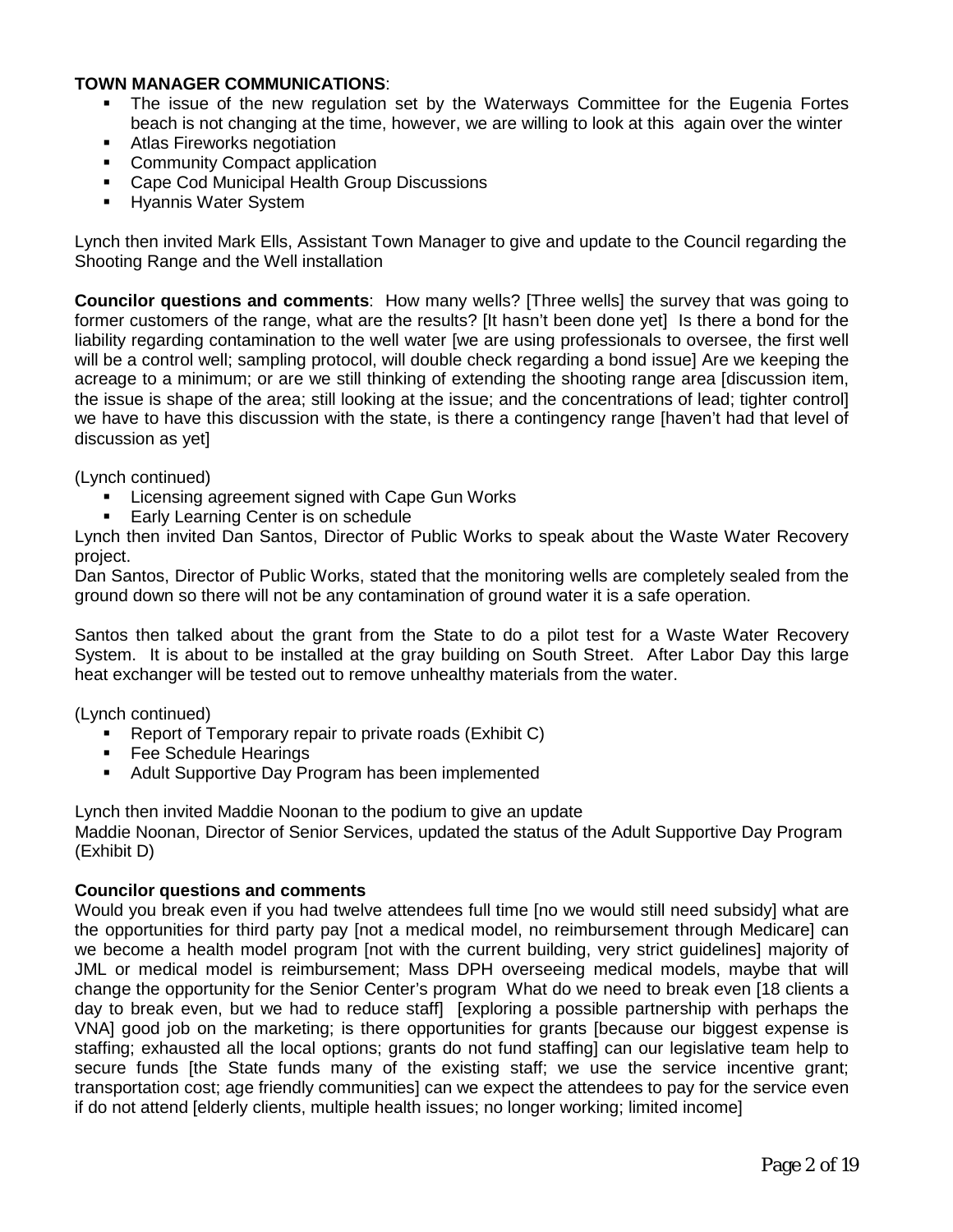**TOWN MANAGER COMMUNICATIONS**:

- The issue of the new regulation set by the Waterways Committee for the Eugenia Fortes beach is not changing at the time, however, we are willing to look at this again over the winter
- Atlas Fireworks negotiation
- Community Compact application
- Cape Cod Municipal Health Group Discussions
- Hyannis Water System

Lynch then invited Mark Ells, Assistant Town Manager to give and update to the Council regarding the Shooting Range and the Well installation

**Councilor questions and comments**: How many wells? [Three wells] the survey that was going to former customers of the range, what are the results? [It hasn't been done yet] Is there a bond for the liability regarding contamination to the well water [we are using professionals to oversee, the first well will be a control well; sampling protocol, will double check regarding a bond issue] Are we keeping the acreage to a minimum; or are we still thinking of extending the shooting range area [discussion item, the issue is shape of the area; still looking at the issue; and the concentrations of lead; tighter control] we have to have this discussion with the state, is there a contingency range [haven't had that level of discussion as yet]

(Lynch continued)

- Licensing agreement signed with Cape Gun Works
- Early Learning Center is on schedule

Lynch then invited Dan Santos, Director of Public Works to speak about the Waste Water Recovery project.

Dan Santos, Director of Public Works, stated that the monitoring wells are completely sealed from the ground down so there will not be any contamination of ground water it is a safe operation.

Santos then talked about the grant from the State to do a pilot test for a Waste Water Recovery System. It is about to be installed at the gray building on South Street. After Labor Day this large heat exchanger will be tested out to remove unhealthy materials from the water.

(Lynch continued)

- Report of Temporary repair to private roads (Exhibit C)
- Fee Schedule Hearings
- Adult Supportive Day Program has been implemented

Lynch then invited Maddie Noonan to the podium to give an update

Maddie Noonan, Director of Senior Services, updated the status of the Adult Supportive Day Program (Exhibit D)

**Councilor questions and comments**

Would you break even if you had twelve attendees full time [no we would still need subsidy] what are the opportunities for third party pay [not a medical model, no reimbursement through Medicare] can we become a health model program [not with the current building, very strict guidelines] majority of JML or medical model is reimbursement; Mass DPH overseeing medical models, maybe that will change the opportunity for the Senior Center's program What do we need to break even [18 clients a day to break even, but we had to reduce staff] [exploring a possible partnership with perhaps the VNA] good job on the marketing; is there opportunities for grants [because our biggest expense is staffing; exhausted all the local options; grants do not fund staffing] can our legislative team help to secure funds [the State funds many of the existing staff; we use the service incentive grant; transportation cost; age friendly communities] can we expect the attendees to pay for the service even if do not attend [elderly clients, multiple health issues; no longer working; limited income]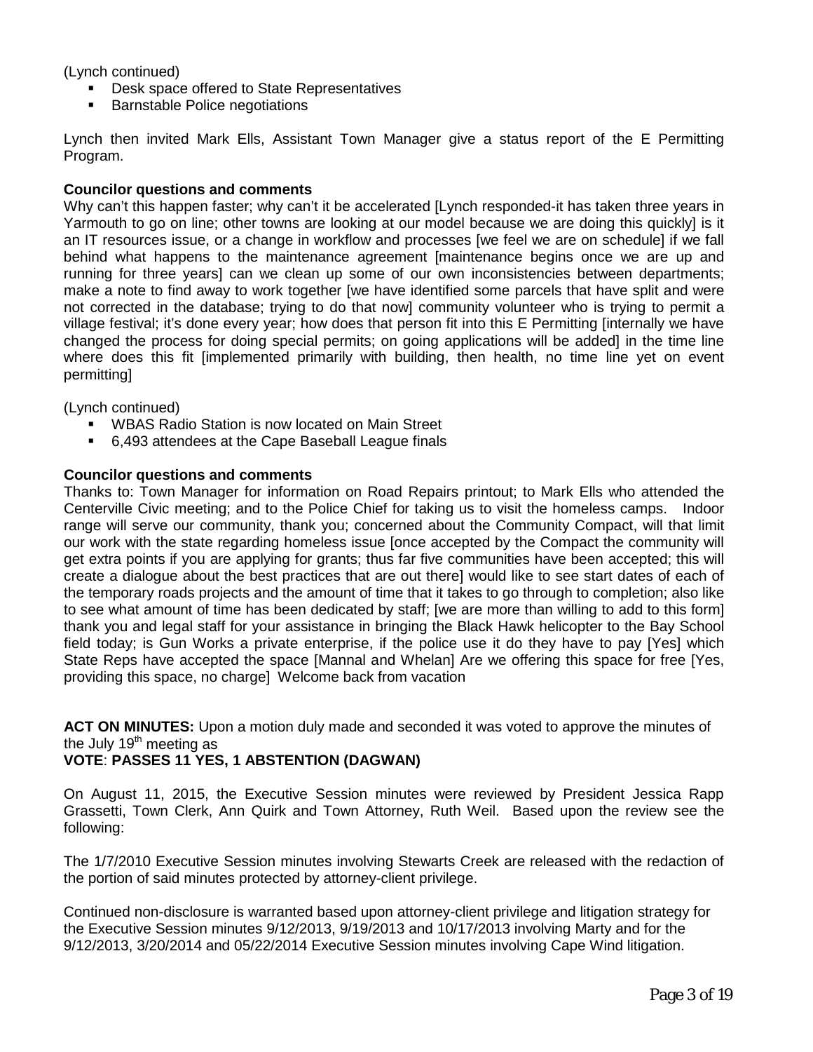(Lynch continued)

- Desk space offered to State Representatives
- Barnstable Police negotiations

Lynch then invited Mark Ells, Assistant Town Manager give a status report of the E Permitting Program.

**Councilor questions and comments**

Why can't this happen faster; why can't it be accelerated [Lynch responded-it has taken three years in Yarmouth to go on line; other towns are looking at our model because we are doing this quickly] is it an IT resources issue, or a change in workflow and processes [we feel we are on schedule] if we fall behind what happens to the maintenance agreement [maintenance begins once we are up and running for three years] can we clean up some of our own inconsistencies between departments; make a note to find away to work together [we have identified some parcels that have split and were not corrected in the database; trying to do that now] community volunteer who is trying to permit a village festival; it's done every year; how does that person fit into this E Permitting [internally we have changed the process for doing special permits; on going applications will be added] in the time line where does this fit [implemented primarily with building, then health, no time line yet on event permitting]

(Lynch continued)

- WBAS Radio Station is now located on Main Street
- 6,493 attendees at the Cape Baseball League finals

**Councilor questions and comments**

Thanks to: Town Manager for information on Road Repairs printout; to Mark Ells who attended the Centerville Civic meeting; and to the Police Chief for taking us to visit the homeless camps. Indoor range will serve our community, thank you; concerned about the Community Compact, will that limit our work with the state regarding homeless issue [once accepted by the Compact the community will get extra points if you are applying for grants; thus far five communities have been accepted; this will create a dialogue about the best practices that are out there] would like to see start dates of each of the temporary roads projects and the amount of time that it takes to go through to completion; also like to see what amount of time has been dedicated by staff; [we are more than willing to add to this form] thank you and legal staff for your assistance in bringing the Black Hawk helicopter to the Bay School field today; is Gun Works a private enterprise, if the police use it do they have to pay [Yes] which State Reps have accepted the space [Mannal and Whelan] Are we offering this space for free [Yes, providing this space, no charge] Welcome back from vacation

**ACT ON MINUTES:** Upon a motion duly made and seconded it was voted to approve the minutes of the July 19th meeting as

**VOTE**: **PASSES 11 YES, 1 ABSTENTION (DAGWAN)**

On August 11, 2015, the Executive Session minutes were reviewed by President Jessica Rapp Grassetti, Town Clerk, Ann Quirk and Town Attorney, Ruth Weil. Based upon the review see the following:

The 1/7/2010 Executive Session minutes involving Stewarts Creek are released with the redaction of the portion of said minutes protected by attorney-client privilege.

Continued non-disclosure is warranted based upon attorney-client privilege and litigation strategy for the Executive Session minutes 9/12/2013, 9/19/2013 and 10/17/2013 involving Marty and for the 9/12/2013, 3/20/2014 and 05/22/2014 Executive Session minutes involving Cape Wind litigation.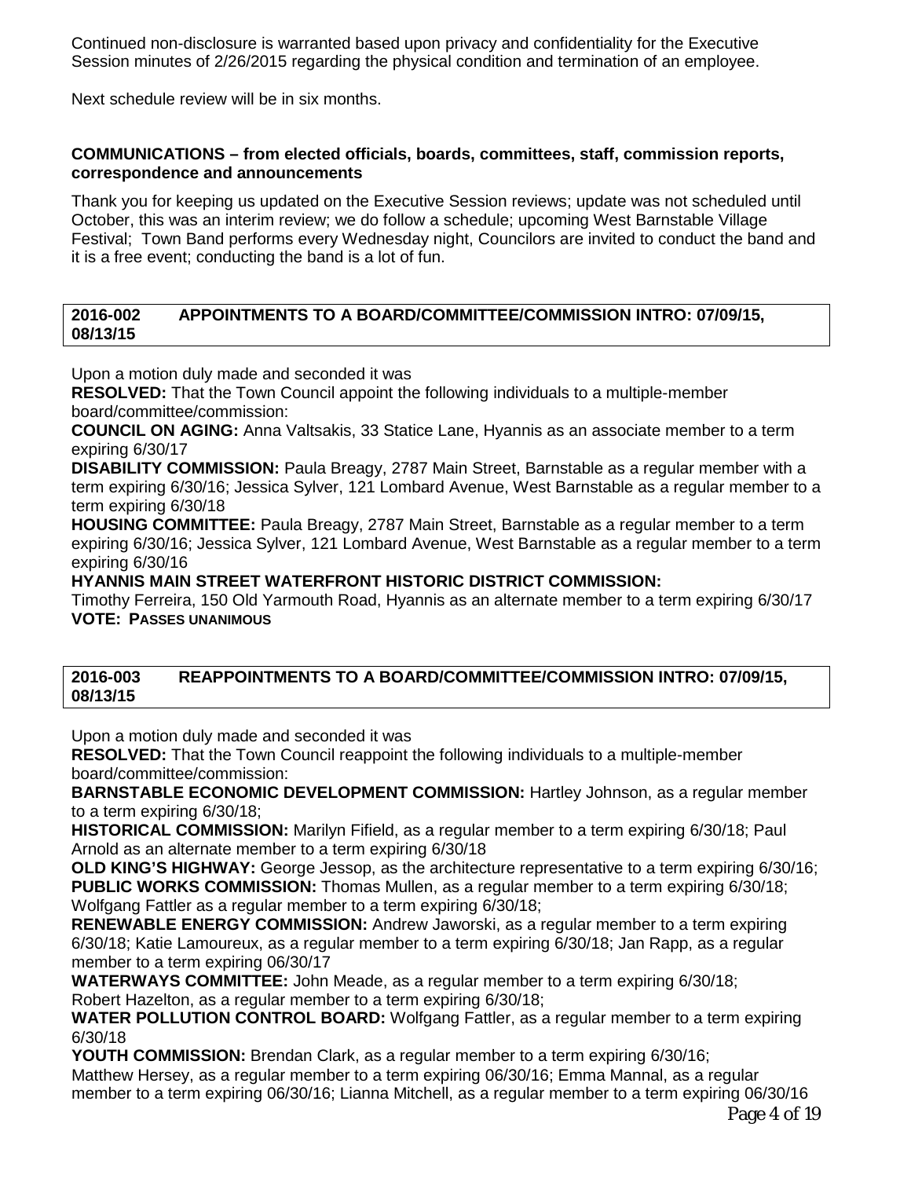Continued non-disclosure is warranted based upon privacy and confidentiality for the Executive Session minutes of 2/26/2015 regarding the physical condition and termination of an employee.

Next schedule review will be in six months.

**COMMUNICATIONS – from elected officials, boards, committees, staff, commission reports, correspondence and announcements**

Thank you for keeping us updated on the Executive Session reviews; update was not scheduled until October, this was an interim review; we do follow a schedule; upcoming West Barnstable Village Festival; Town Band performs every Wednesday night, Councilors are invited to conduct the band and it is a free event; conducting the band is a lot of fun.

**2016-002 APPOINTMENTS TO A BOARD/COMMITTEE/COMMISSION INTRO: 07/09/15, 08/13/15**

Upon a motion duly made and seconded it was

**RESOLVED:** That the Town Council appoint the following individuals to a multiple-member board/committee/commission:

**COUNCIL ON AGING:** Anna Valtsakis, 33 Statice Lane, Hyannis as an associate member to a term expiring 6/30/17

**DISABILITY COMMISSION:** Paula Breagy, 2787 Main Street, Barnstable as a regular member with a term expiring 6/30/16; Jessica Sylver, 121 Lombard Avenue, West Barnstable as a regular member to a term expiring 6/30/18

**HOUSING COMMITTEE:** Paula Breagy, 2787 Main Street, Barnstable as a regular member to a term expiring 6/30/16; Jessica Sylver, 121 Lombard Avenue, West Barnstable as a regular member to a term expiring 6/30/16

**HYANNIS MAIN STREET WATERFRONT HISTORIC DISTRICT COMMISSION:**
Timothy Ferreira, 150 Old Yarmouth Road, Hyannis as an alternate member to a term expiring 6/30/17

**VOTE: PASSES UNANIMOUS**

**2016-003 REAPPOINTMENTS TO A BOARD/COMMITTEE/COMMISSION INTRO: 07/09/15, 08/13/15**

Upon a motion duly made and seconded it was

**RESOLVED:** That the Town Council reappoint the following individuals to a multiple-member board/committee/commission:

**BARNSTABLE ECONOMIC DEVELOPMENT COMMISSION:** Hartley Johnson, as a regular member to a term expiring 6/30/18;

**HISTORICAL COMMISSION:** Marilyn Fifield, as a regular member to a term expiring 6/30/18; Paul Arnold as an alternate member to a term expiring 6/30/18

**OLD KING'S HIGHWAY:** George Jessop, as the architecture representative to a term expiring 6/30/16;

**PUBLIC WORKS COMMISSION:** Thomas Mullen, as a regular member to a term expiring 6/30/18; Wolfgang Fattler as a regular member to a term expiring 6/30/18;

**RENEWABLE ENERGY COMMISSION:** Andrew Jaworski, as a regular member to a term expiring 6/30/18; Katie Lamoureux, as a regular member to a term expiring 6/30/18; Jan Rapp, as a regular member to a term expiring 06/30/17

**WATERWAYS COMMITTEE:** John Meade, as a regular member to a term expiring 6/30/18; Robert Hazelton, as a regular member to a term expiring 6/30/18;

**WATER POLLUTION CONTROL BOARD:** Wolfgang Fattler, as a regular member to a term expiring 6/30/18

**YOUTH COMMISSION:** Brendan Clark, as a regular member to a term expiring 6/30/16; Matthew Hersey, as a regular member to a term expiring 06/30/16; Emma Mannal, as a regular member to a term expiring 06/30/16; Lianna Mitchell, as a regular member to a term expiring 06/30/16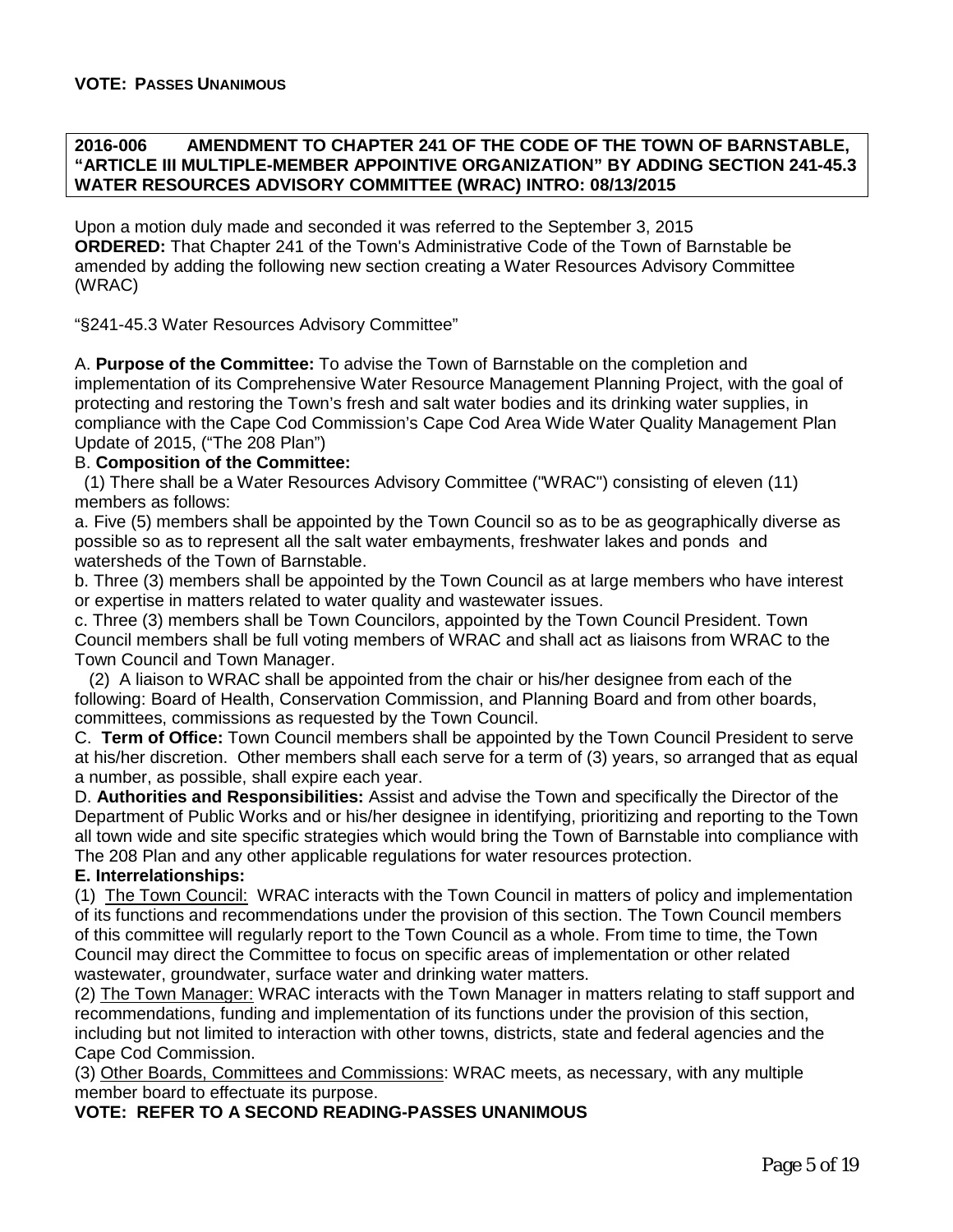**VOTE: PASSES UNANIMOUS**

**2016-006 AMENDMENT TO CHAPTER 241 OF THE CODE OF THE TOWN OF BARNSTABLE, "ARTICLE III MULTIPLE-MEMBER APPOINTIVE ORGANIZATION" BY ADDING SECTION 241-45.3 WATER RESOURCES ADVISORY COMMITTEE (WRAC) INTRO: 08/13/2015**

Upon a motion duly made and seconded it was referred to the September 3, 2015
**ORDERED:** That Chapter 241 of the Town's Administrative Code of the Town of Barnstable be amended by adding the following new section creating a Water Resources Advisory Committee (WRAC)

"§241-45.3 Water Resources Advisory Committee"

A. **Purpose of the Committee:** To advise the Town of Barnstable on the completion and implementation of its Comprehensive Water Resource Management Planning Project, with the goal of protecting and restoring the Town's fresh and salt water bodies and its drinking water supplies, in compliance with the Cape Cod Commission's Cape Cod Area Wide Water Quality Management Plan Update of 2015, ("The 208 Plan")

B. **Composition of the Committee:**

(1) There shall be a Water Resources Advisory Committee ("WRAC") consisting of eleven (11) members as follows:

a. Five (5) members shall be appointed by the Town Council so as to be as geographically diverse as possible so as to represent all the salt water embayments, freshwater lakes and ponds and watersheds of the Town of Barnstable.

b. Three (3) members shall be appointed by the Town Council as at large members who have interest or expertise in matters related to water quality and wastewater issues.

c. Three (3) members shall be Town Councilors, appointed by the Town Council President. Town Council members shall be full voting members of WRAC and shall act as liaisons from WRAC to the Town Council and Town Manager.

(2) A liaison to WRAC shall be appointed from the chair or his/her designee from each of the following: Board of Health, Conservation Commission, and Planning Board and from other boards, committees, commissions as requested by the Town Council.

C. **Term of Office:** Town Council members shall be appointed by the Town Council President to serve at his/her discretion. Other members shall each serve for a term of (3) years, so arranged that as equal a number, as possible, shall expire each year.

D. **Authorities and Responsibilities:** Assist and advise the Town and specifically the Director of the Department of Public Works and or his/her designee in identifying, prioritizing and reporting to the Town all town wide and site specific strategies which would bring the Town of Barnstable into compliance with The 208 Plan and any other applicable regulations for water resources protection.

**E. Interrelationships:**

(1) The Town Council: WRAC interacts with the Town Council in matters of policy and implementation of its functions and recommendations under the provision of this section. The Town Council members of this committee will regularly report to the Town Council as a whole. From time to time, the Town Council may direct the Committee to focus on specific areas of implementation or other related wastewater, groundwater, surface water and drinking water matters.

(2) The Town Manager: WRAC interacts with the Town Manager in matters relating to staff support and recommendations, funding and implementation of its functions under the provision of this section, including but not limited to interaction with other towns, districts, state and federal agencies and the Cape Cod Commission.

(3) Other Boards, Committees and Commissions: WRAC meets, as necessary, with any multiple member board to effectuate its purpose.

**VOTE: REFER TO A SECOND READING-PASSES UNANIMOUS**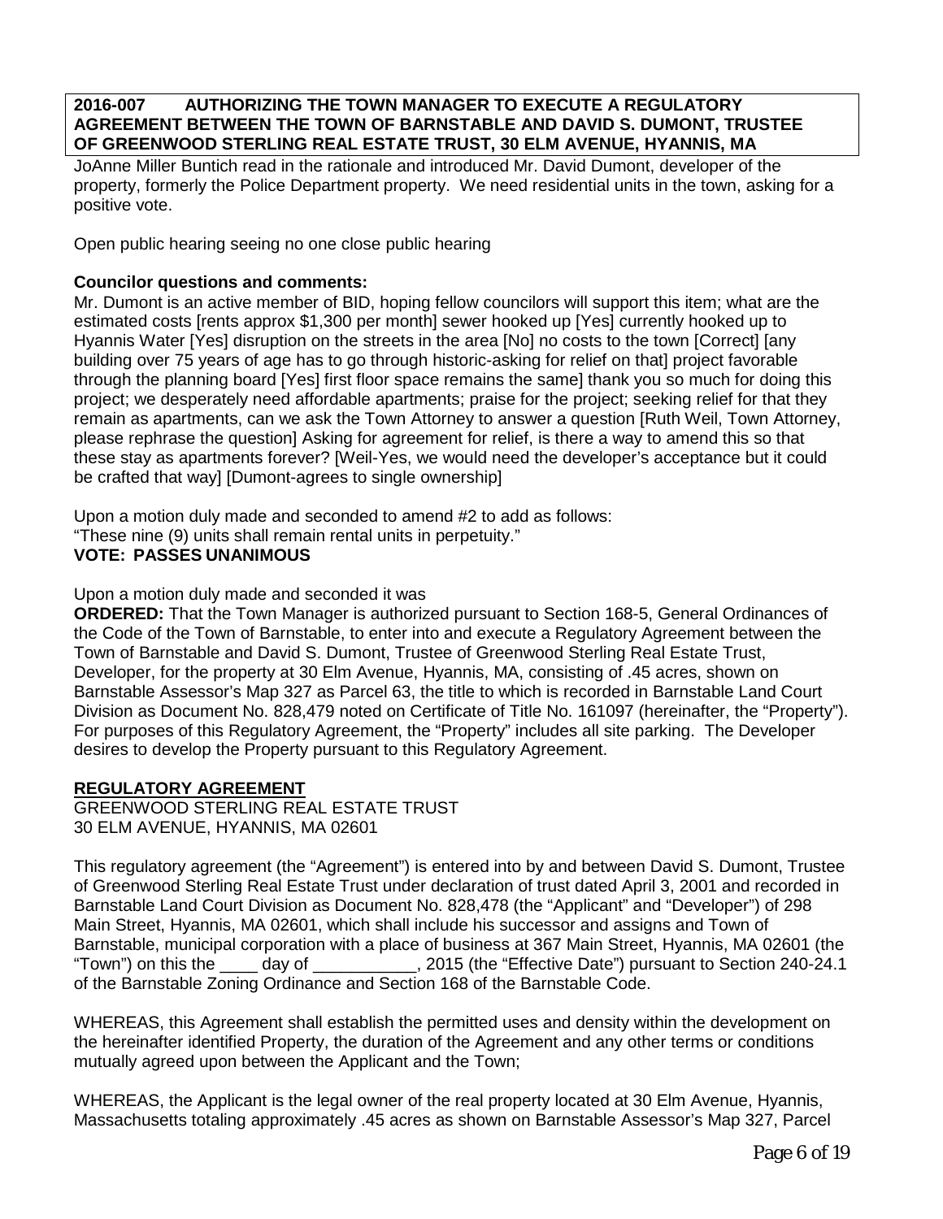**2016-007 AUTHORIZING THE TOWN MANAGER TO EXECUTE A REGULATORY AGREEMENT BETWEEN THE TOWN OF BARNSTABLE AND DAVID S. DUMONT, TRUSTEE OF GREENWOOD STERLING REAL ESTATE TRUST, 30 ELM AVENUE, HYANNIS, MA**

JoAnne Miller Buntich read in the rationale and introduced Mr. David Dumont, developer of the property, formerly the Police Department property. We need residential units in the town, asking for a positive vote.

Open public hearing seeing no one close public hearing

**Councilor questions and comments:**

Mr. Dumont is an active member of BID, hoping fellow councilors will support this item; what are the estimated costs [rents approx $1,300 per month] sewer hooked up [Yes] currently hooked up to Hyannis Water [Yes] disruption on the streets in the area [No] no costs to the town [Correct] [any building over 75 years of age has to go through historic-asking for relief on that] project favorable through the planning board [Yes] first floor space remains the same] thank you so much for doing this project; we desperately need affordable apartments; praise for the project; seeking relief for that they remain as apartments, can we ask the Town Attorney to answer a question [Ruth Weil, Town Attorney, please rephrase the question] Asking for agreement for relief, is there a way to amend this so that these stay as apartments forever? [Weil-Yes, we would need the developer's acceptance but it could be crafted that way] [Dumont-agrees to single ownership]

Upon a motion duly made and seconded to amend #2 to add as follows:
"These nine (9) units shall remain rental units in perpetuity."
**VOTE: PASSES UNANIMOUS**

Upon a motion duly made and seconded it was

**ORDERED:** That the Town Manager is authorized pursuant to Section 168-5, General Ordinances of the Code of the Town of Barnstable, to enter into and execute a Regulatory Agreement between the Town of Barnstable and David S. Dumont, Trustee of Greenwood Sterling Real Estate Trust, Developer, for the property at 30 Elm Avenue, Hyannis, MA, consisting of .45 acres, shown on Barnstable Assessor's Map 327 as Parcel 63, the title to which is recorded in Barnstable Land Court Division as Document No. 828,479 noted on Certificate of Title No. 161097 (hereinafter, the "Property"). For purposes of this Regulatory Agreement, the "Property" includes all site parking. The Developer desires to develop the Property pursuant to this Regulatory Agreement.

**REGULATORY AGREEMENT**
GREENWOOD STERLING REAL ESTATE TRUST
30 ELM AVENUE, HYANNIS, MA 02601

This regulatory agreement (the "Agreement") is entered into by and between David S. Dumont, Trustee of Greenwood Sterling Real Estate Trust under declaration of trust dated April 3, 2001 and recorded in Barnstable Land Court Division as Document No. 828,478 (the "Applicant" and "Developer") of 298 Main Street, Hyannis, MA 02601, which shall include his successor and assigns and Town of Barnstable, municipal corporation with a place of business at 367 Main Street, Hyannis, MA 02601 (the "Town") on this the ____ day of ___________, 2015 (the "Effective Date") pursuant to Section 240-24.1 of the Barnstable Zoning Ordinance and Section 168 of the Barnstable Code.

WHEREAS, this Agreement shall establish the permitted uses and density within the development on the hereinafter identified Property, the duration of the Agreement and any other terms or conditions mutually agreed upon between the Applicant and the Town;

WHEREAS, the Applicant is the legal owner of the real property located at 30 Elm Avenue, Hyannis, Massachusetts totaling approximately .45 acres as shown on Barnstable Assessor's Map 327, Parcel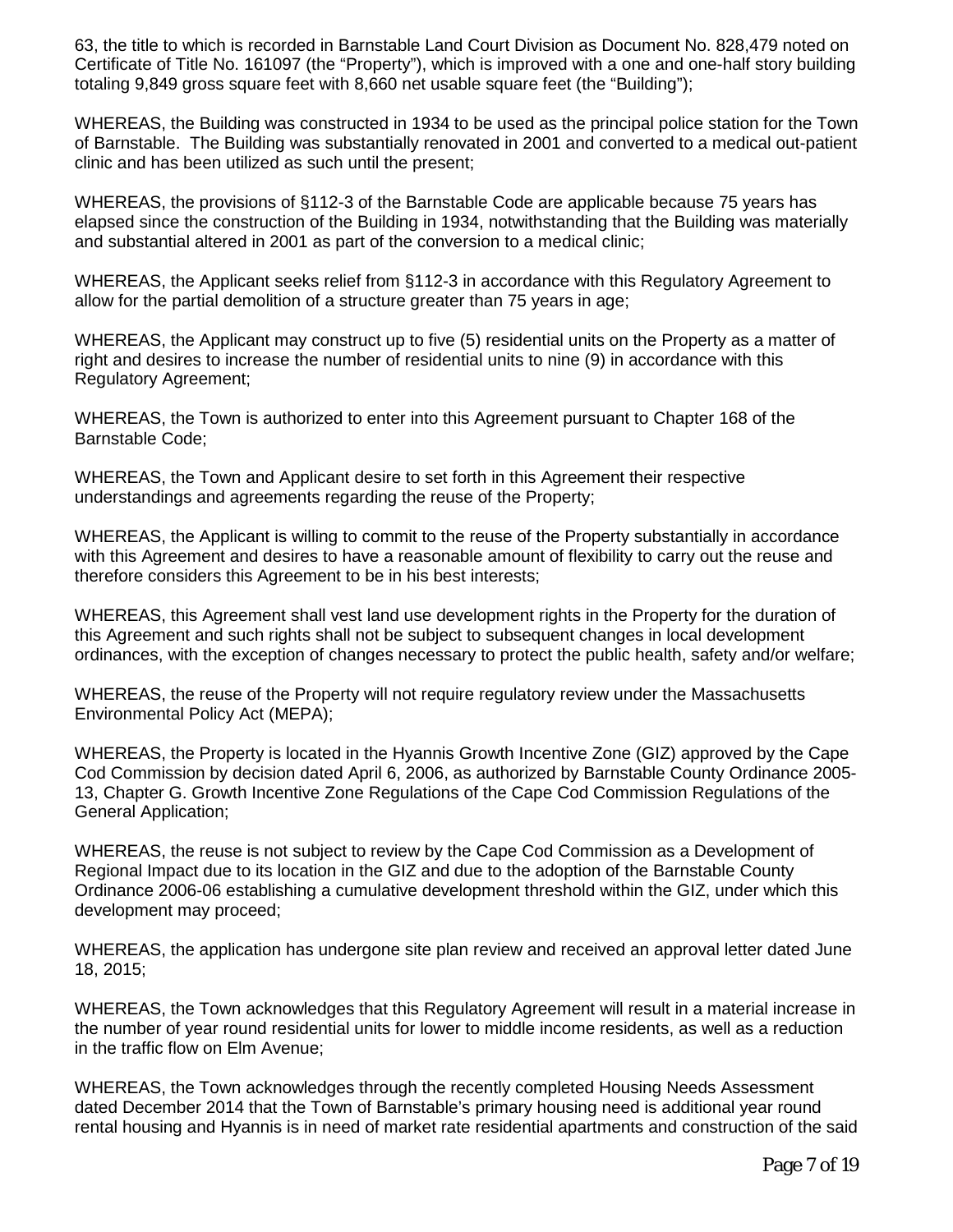63, the title to which is recorded in Barnstable Land Court Division as Document No. 828,479 noted on Certificate of Title No. 161097 (the "Property"), which is improved with a one and one-half story building totaling 9,849 gross square feet with 8,660 net usable square feet (the "Building");

WHEREAS, the Building was constructed in 1934 to be used as the principal police station for the Town of Barnstable. The Building was substantially renovated in 2001 and converted to a medical out-patient clinic and has been utilized as such until the present;

WHEREAS, the provisions of §112-3 of the Barnstable Code are applicable because 75 years has elapsed since the construction of the Building in 1934, notwithstanding that the Building was materially and substantial altered in 2001 as part of the conversion to a medical clinic;

WHEREAS, the Applicant seeks relief from §112-3 in accordance with this Regulatory Agreement to allow for the partial demolition of a structure greater than 75 years in age;

WHEREAS, the Applicant may construct up to five (5) residential units on the Property as a matter of right and desires to increase the number of residential units to nine (9) in accordance with this Regulatory Agreement;

WHEREAS, the Town is authorized to enter into this Agreement pursuant to Chapter 168 of the Barnstable Code;

WHEREAS, the Town and Applicant desire to set forth in this Agreement their respective understandings and agreements regarding the reuse of the Property;

WHEREAS, the Applicant is willing to commit to the reuse of the Property substantially in accordance with this Agreement and desires to have a reasonable amount of flexibility to carry out the reuse and therefore considers this Agreement to be in his best interests;

WHEREAS, this Agreement shall vest land use development rights in the Property for the duration of this Agreement and such rights shall not be subject to subsequent changes in local development ordinances, with the exception of changes necessary to protect the public health, safety and/or welfare;

WHEREAS, the reuse of the Property will not require regulatory review under the Massachusetts Environmental Policy Act (MEPA);

WHEREAS, the Property is located in the Hyannis Growth Incentive Zone (GIZ) approved by the Cape Cod Commission by decision dated April 6, 2006, as authorized by Barnstable County Ordinance 2005-13, Chapter G. Growth Incentive Zone Regulations of the Cape Cod Commission Regulations of the General Application;

WHEREAS, the reuse is not subject to review by the Cape Cod Commission as a Development of Regional Impact due to its location in the GIZ and due to the adoption of the Barnstable County Ordinance 2006-06 establishing a cumulative development threshold within the GIZ, under which this development may proceed;

WHEREAS, the application has undergone site plan review and received an approval letter dated June 18, 2015;

WHEREAS, the Town acknowledges that this Regulatory Agreement will result in a material increase in the number of year round residential units for lower to middle income residents, as well as a reduction in the traffic flow on Elm Avenue;

WHEREAS, the Town acknowledges through the recently completed Housing Needs Assessment dated December 2014 that the Town of Barnstable's primary housing need is additional year round rental housing and Hyannis is in need of market rate residential apartments and construction of the said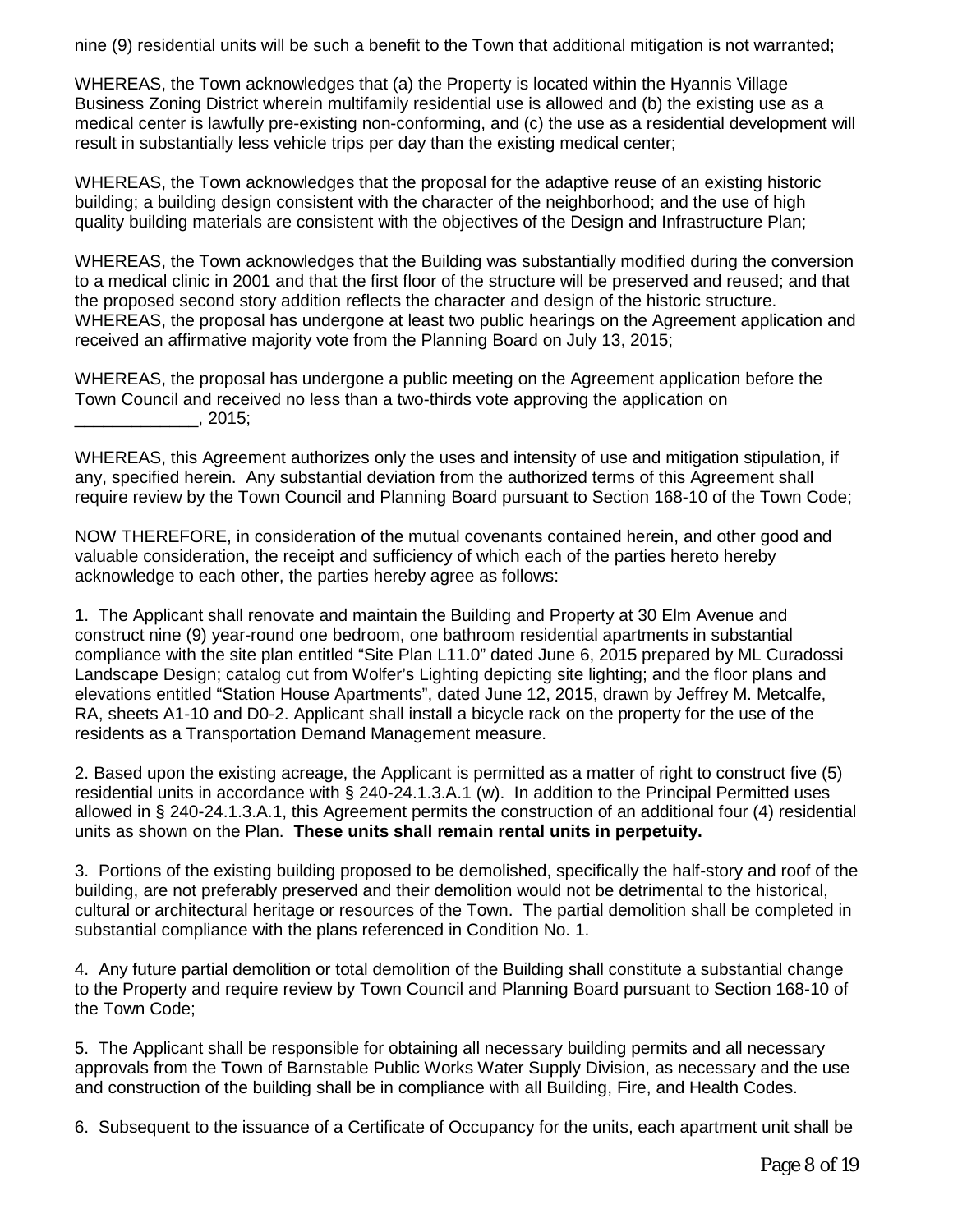nine (9) residential units will be such a benefit to the Town that additional mitigation is not warranted;

WHEREAS, the Town acknowledges that (a) the Property is located within the Hyannis Village Business Zoning District wherein multifamily residential use is allowed and (b) the existing use as a medical center is lawfully pre-existing non-conforming, and (c) the use as a residential development will result in substantially less vehicle trips per day than the existing medical center;

WHEREAS, the Town acknowledges that the proposal for the adaptive reuse of an existing historic building; a building design consistent with the character of the neighborhood; and the use of high quality building materials are consistent with the objectives of the Design and Infrastructure Plan;

WHEREAS, the Town acknowledges that the Building was substantially modified during the conversion to a medical clinic in 2001 and that the first floor of the structure will be preserved and reused; and that the proposed second story addition reflects the character and design of the historic structure.
WHEREAS, the proposal has undergone at least two public hearings on the Agreement application and received an affirmative majority vote from the Planning Board on July 13, 2015;

WHEREAS, the proposal has undergone a public meeting on the Agreement application before the Town Council and received no less than a two-thirds vote approving the application on _____________, 2015;

WHEREAS, this Agreement authorizes only the uses and intensity of use and mitigation stipulation, if any, specified herein. Any substantial deviation from the authorized terms of this Agreement shall require review by the Town Council and Planning Board pursuant to Section 168-10 of the Town Code;

NOW THEREFORE, in consideration of the mutual covenants contained herein, and other good and valuable consideration, the receipt and sufficiency of which each of the parties hereto hereby acknowledge to each other, the parties hereby agree as follows:

1. The Applicant shall renovate and maintain the Building and Property at 30 Elm Avenue and construct nine (9) year-round one bedroom, one bathroom residential apartments in substantial compliance with the site plan entitled “Site Plan L11.0” dated June 6, 2015 prepared by ML Curadossi Landscape Design; catalog cut from Wolfer’s Lighting depicting site lighting; and the floor plans and elevations entitled “Station House Apartments”, dated June 12, 2015, drawn by Jeffrey M. Metcalfe, RA, sheets A1-10 and D0-2. Applicant shall install a bicycle rack on the property for the use of the residents as a Transportation Demand Management measure.

2. Based upon the existing acreage, the Applicant is permitted as a matter of right to construct five (5) residential units in accordance with § 240-24.1.3.A.1 (w). In addition to the Principal Permitted uses allowed in § 240-24.1.3.A.1, this Agreement permits the construction of an additional four (4) residential units as shown on the Plan. **These units shall remain rental units in perpetuity.**

3. Portions of the existing building proposed to be demolished, specifically the half-story and roof of the building, are not preferably preserved and their demolition would not be detrimental to the historical, cultural or architectural heritage or resources of the Town. The partial demolition shall be completed in substantial compliance with the plans referenced in Condition No. 1.

4. Any future partial demolition or total demolition of the Building shall constitute a substantial change to the Property and require review by Town Council and Planning Board pursuant to Section 168-10 of the Town Code;

5. The Applicant shall be responsible for obtaining all necessary building permits and all necessary approvals from the Town of Barnstable Public Works Water Supply Division, as necessary and the use and construction of the building shall be in compliance with all Building, Fire, and Health Codes.

6. Subsequent to the issuance of a Certificate of Occupancy for the units, each apartment unit shall be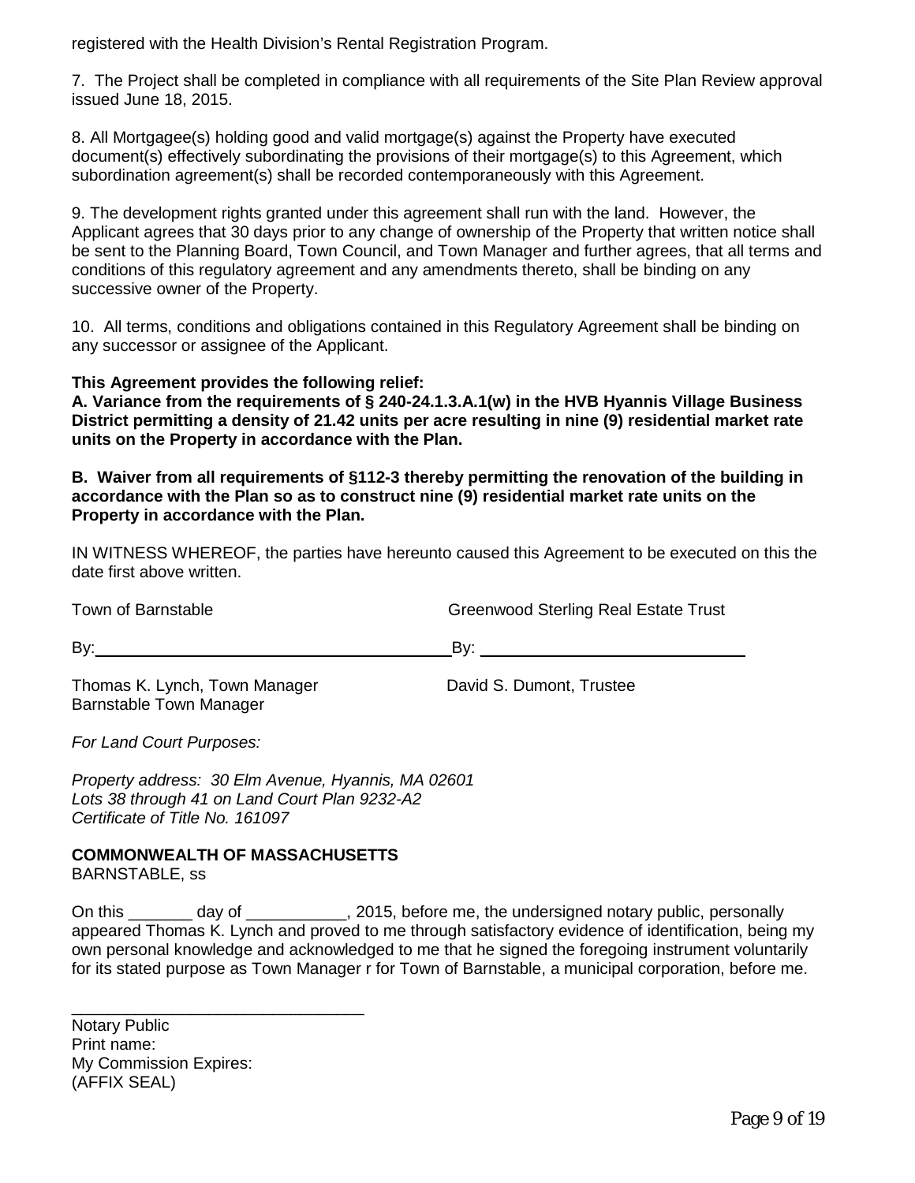registered with the Health Division's Rental Registration Program.

7. The Project shall be completed in compliance with all requirements of the Site Plan Review approval issued June 18, 2015.

8. All Mortgagee(s) holding good and valid mortgage(s) against the Property have executed document(s) effectively subordinating the provisions of their mortgage(s) to this Agreement, which subordination agreement(s) shall be recorded contemporaneously with this Agreement.

9. The development rights granted under this agreement shall run with the land. However, the Applicant agrees that 30 days prior to any change of ownership of the Property that written notice shall be sent to the Planning Board, Town Council, and Town Manager and further agrees, that all terms and conditions of this regulatory agreement and any amendments thereto, shall be binding on any successive owner of the Property.

10. All terms, conditions and obligations contained in this Regulatory Agreement shall be binding on any successor or assignee of the Applicant.

**This Agreement provides the following relief:**
**A. Variance from the requirements of § 240-24.1.3.A.1(w) in the HVB Hyannis Village Business District permitting a density of 21.42 units per acre resulting in nine (9) residential market rate units on the Property in accordance with the Plan.**

**B. Waiver from all requirements of §112-3 thereby permitting the renovation of the building in accordance with the Plan so as to construct nine (9) residential market rate units on the Property in accordance with the Plan.**

IN WITNESS WHEREOF, the parties have hereunto caused this Agreement to be executed on this the date first above written.

Town of Barnstable

By: ______________________________

Thomas K. Lynch, Town Manager
Barnstable Town Manager

Greenwood Sterling Real Estate Trust

By: ______________________________

David S. Dumont, Trustee

*For Land Court Purposes:*

*Property address: 30 Elm Avenue, Hyannis, MA 02601*
*Lots 38 through 41 on Land Court Plan 9232-A2*
*Certificate of Title No. 161097*

**COMMONWEALTH OF MASSACHUSETTS**
BARNSTABLE, ss

On this _______ day of ___________, 2015, before me, the undersigned notary public, personally appeared Thomas K. Lynch and proved to me through satisfactory evidence of identification, being my own personal knowledge and acknowledged to me that he signed the foregoing instrument voluntarily for its stated purpose as Town Manager r for Town of Barnstable, a municipal corporation, before me.

________________________________
Notary Public
Print name:
My Commission Expires:
(AFFIX SEAL)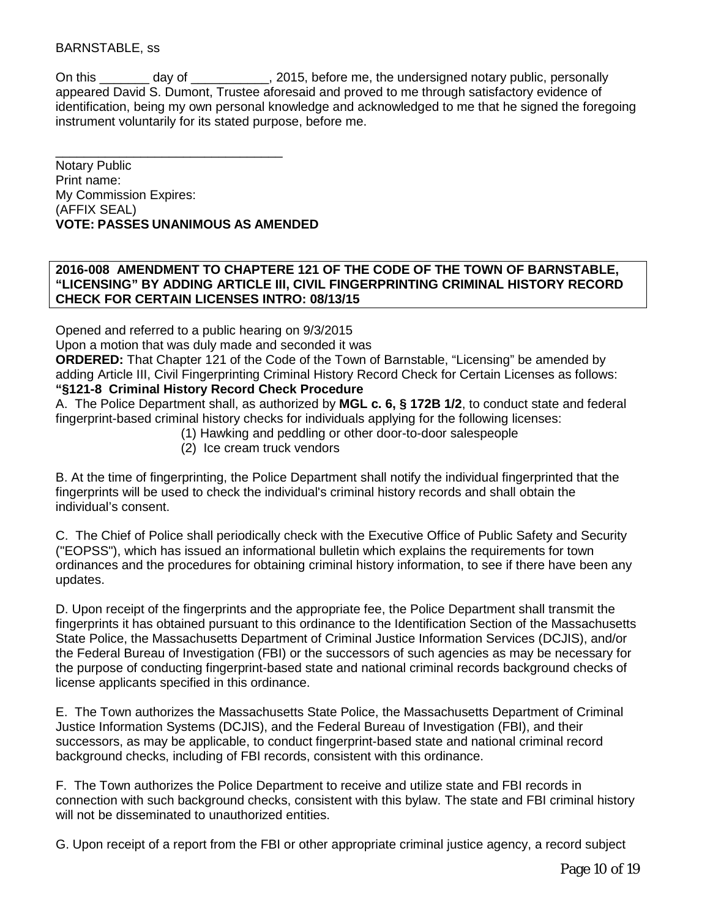BARNSTABLE, ss

On this _______ day of ___________, 2015, before me, the undersigned notary public, personally appeared David S. Dumont, Trustee aforesaid and proved to me through satisfactory evidence of identification, being my own personal knowledge and acknowledged to me that he signed the foregoing instrument voluntarily for its stated purpose, before me.

_________________________________
Notary Public
Print name:
My Commission Expires:
(AFFIX SEAL)
**VOTE: PASSES UNANIMOUS AS AMENDED**

**2016-008 AMENDMENT TO CHAPTERE 121 OF THE CODE OF THE TOWN OF BARNSTABLE, "LICENSING" BY ADDING ARTICLE III, CIVIL FINGERPRINTING CRIMINAL HISTORY RECORD CHECK FOR CERTAIN LICENSES INTRO: 08/13/15**

Opened and referred to a public hearing on 9/3/2015
Upon a motion that was duly made and seconded it was
**ORDERED:** That Chapter 121 of the Code of the Town of Barnstable, "Licensing" be amended by adding Article III, Civil Fingerprinting Criminal History Record Check for Certain Licenses as follows:
**"§121-8 Criminal History Record Check Procedure**

A. The Police Department shall, as authorized by **MGL c. 6, § 172B 1/2**, to conduct state and federal fingerprint-based criminal history checks for individuals applying for the following licenses:

(1) Hawking and peddling or other door-to-door salespeople
(2) Ice cream truck vendors

B. At the time of fingerprinting, the Police Department shall notify the individual fingerprinted that the fingerprints will be used to check the individual's criminal history records and shall obtain the individual's consent.

C. The Chief of Police shall periodically check with the Executive Office of Public Safety and Security ("EOPSS"), which has issued an informational bulletin which explains the requirements for town ordinances and the procedures for obtaining criminal history information, to see if there have been any updates.

D. Upon receipt of the fingerprints and the appropriate fee, the Police Department shall transmit the fingerprints it has obtained pursuant to this ordinance to the Identification Section of the Massachusetts State Police, the Massachusetts Department of Criminal Justice Information Services (DCJIS), and/or the Federal Bureau of Investigation (FBI) or the successors of such agencies as may be necessary for the purpose of conducting fingerprint-based state and national criminal records background checks of license applicants specified in this ordinance.

E. The Town authorizes the Massachusetts State Police, the Massachusetts Department of Criminal Justice Information Systems (DCJIS), and the Federal Bureau of Investigation (FBI), and their successors, as may be applicable, to conduct fingerprint-based state and national criminal record background checks, including of FBI records, consistent with this ordinance.

F. The Town authorizes the Police Department to receive and utilize state and FBI records in connection with such background checks, consistent with this bylaw. The state and FBI criminal history will not be disseminated to unauthorized entities.

G. Upon receipt of a report from the FBI or other appropriate criminal justice agency, a record subject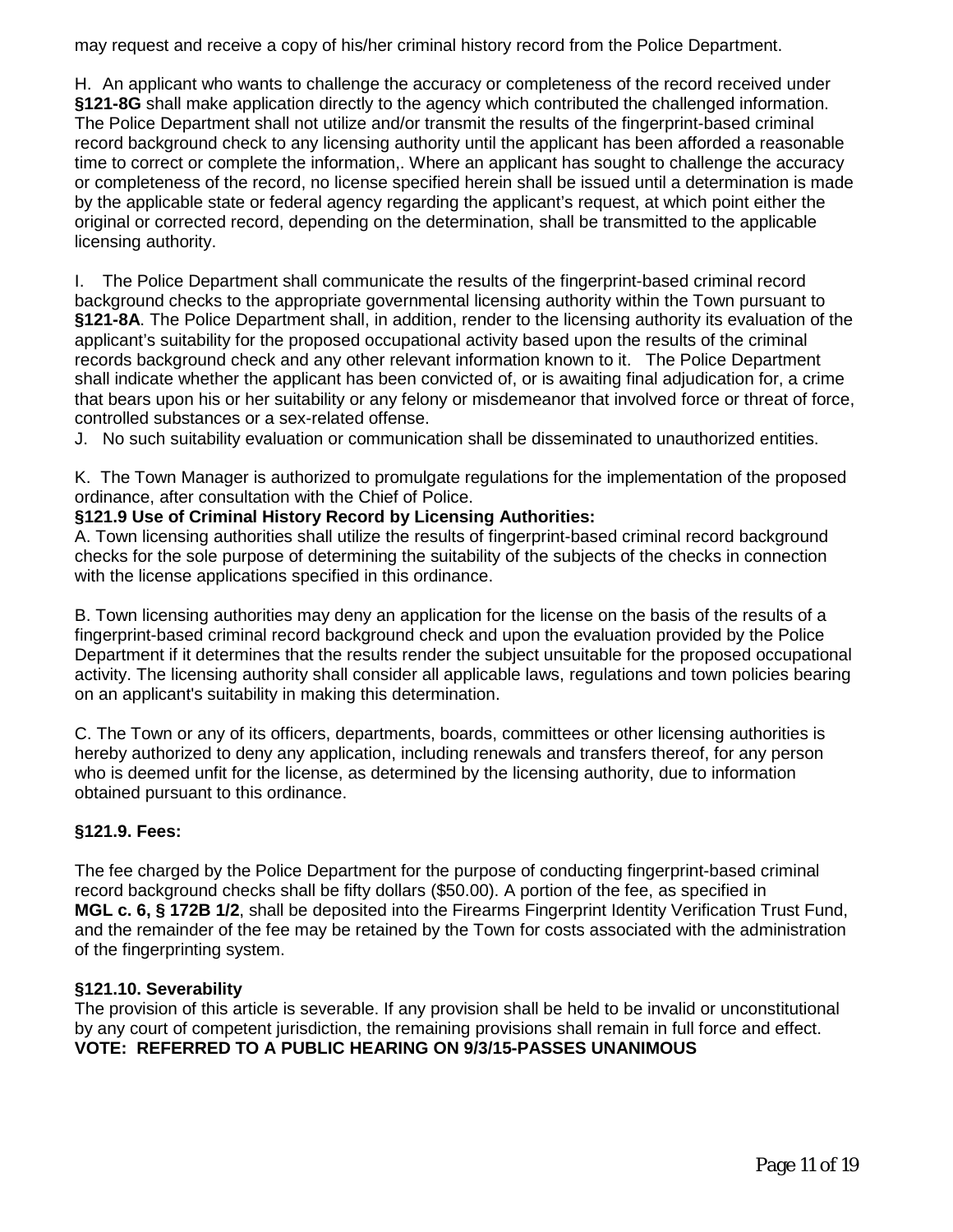may request and receive a copy of his/her criminal history record from the Police Department.

H. An applicant who wants to challenge the accuracy or completeness of the record received under **§121-8G** shall make application directly to the agency which contributed the challenged information. The Police Department shall not utilize and/or transmit the results of the fingerprint-based criminal record background check to any licensing authority until the applicant has been afforded a reasonable time to correct or complete the information,. Where an applicant has sought to challenge the accuracy or completeness of the record, no license specified herein shall be issued until a determination is made by the applicable state or federal agency regarding the applicant's request, at which point either the original or corrected record, depending on the determination, shall be transmitted to the applicable licensing authority.

I. The Police Department shall communicate the results of the fingerprint-based criminal record background checks to the appropriate governmental licensing authority within the Town pursuant to **§121-8A**. The Police Department shall, in addition, render to the licensing authority its evaluation of the applicant's suitability for the proposed occupational activity based upon the results of the criminal records background check and any other relevant information known to it. The Police Department shall indicate whether the applicant has been convicted of, or is awaiting final adjudication for, a crime that bears upon his or her suitability or any felony or misdemeanor that involved force or threat of force, controlled substances or a sex-related offense.

J. No such suitability evaluation or communication shall be disseminated to unauthorized entities.

K. The Town Manager is authorized to promulgate regulations for the implementation of the proposed ordinance, after consultation with the Chief of Police.

**§121.9 Use of Criminal History Record by Licensing Authorities:**

A. Town licensing authorities shall utilize the results of fingerprint-based criminal record background checks for the sole purpose of determining the suitability of the subjects of the checks in connection with the license applications specified in this ordinance.

B. Town licensing authorities may deny an application for the license on the basis of the results of a fingerprint-based criminal record background check and upon the evaluation provided by the Police Department if it determines that the results render the subject unsuitable for the proposed occupational activity. The licensing authority shall consider all applicable laws, regulations and town policies bearing on an applicant's suitability in making this determination.

C. The Town or any of its officers, departments, boards, committees or other licensing authorities is hereby authorized to deny any application, including renewals and transfers thereof, for any person who is deemed unfit for the license, as determined by the licensing authority, due to information obtained pursuant to this ordinance.

**§121.9. Fees:**

The fee charged by the Police Department for the purpose of conducting fingerprint-based criminal record background checks shall be fifty dollars ($50.00). A portion of the fee, as specified in **MGL c. 6, § 172B 1/2**, shall be deposited into the Firearms Fingerprint Identity Verification Trust Fund, and the remainder of the fee may be retained by the Town for costs associated with the administration of the fingerprinting system.

**§121.10. Severability**

The provision of this article is severable. If any provision shall be held to be invalid or unconstitutional by any court of competent jurisdiction, the remaining provisions shall remain in full force and effect.

**VOTE: REFERRED TO A PUBLIC HEARING ON 9/3/15-PASSES UNANIMOUS**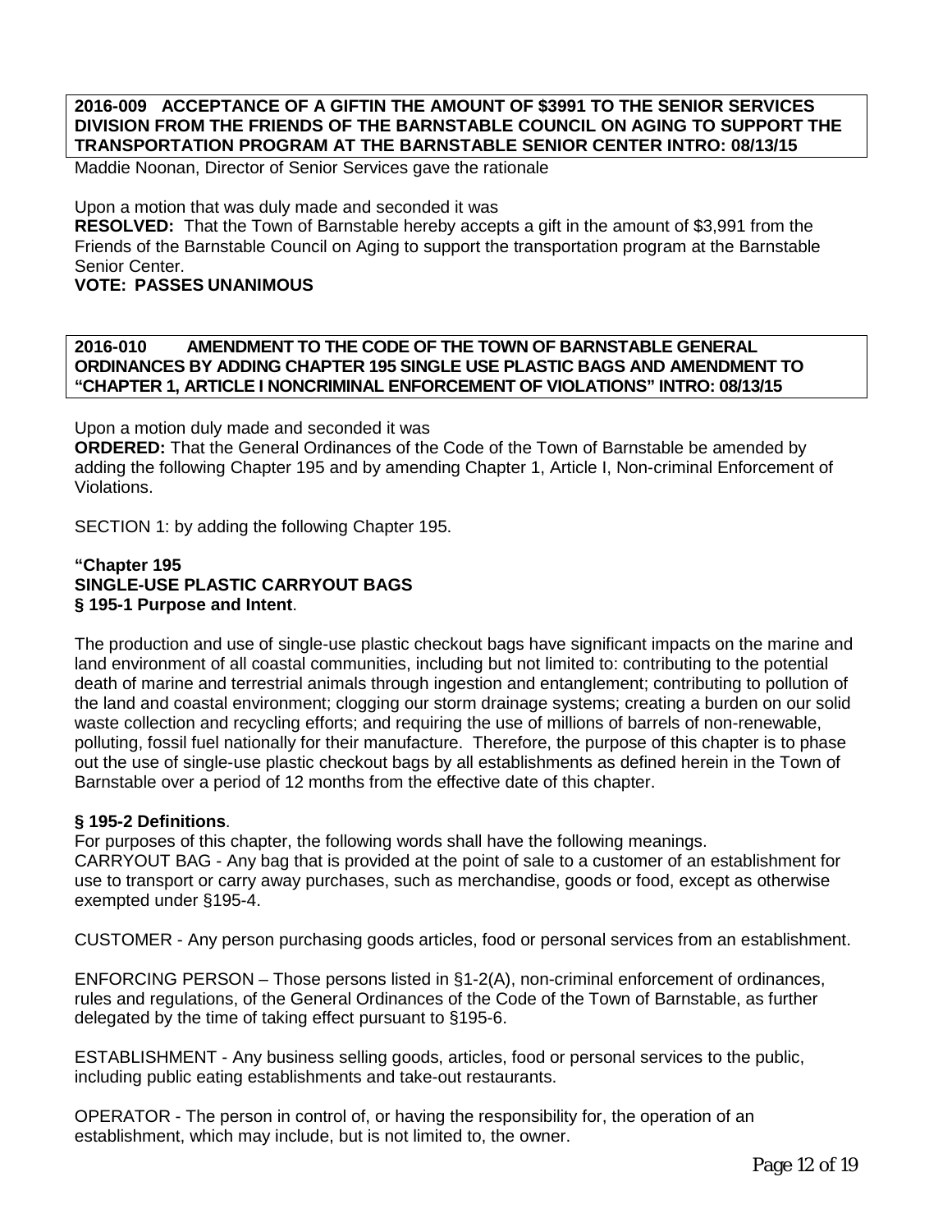**2016-009 ACCEPTANCE OF A GIFTIN THE AMOUNT OF $3991 TO THE SENIOR SERVICES DIVISION FROM THE FRIENDS OF THE BARNSTABLE COUNCIL ON AGING TO SUPPORT THE TRANSPORTATION PROGRAM AT THE BARNSTABLE SENIOR CENTER INTRO: 08/13/15**

Maddie Noonan, Director of Senior Services gave the rationale

Upon a motion that was duly made and seconded it was

**RESOLVED:** That the Town of Barnstable hereby accepts a gift in the amount of $3,991 from the Friends of the Barnstable Council on Aging to support the transportation program at the Barnstable Senior Center.

**VOTE: PASSES UNANIMOUS**

**2016-010 AMENDMENT TO THE CODE OF THE TOWN OF BARNSTABLE GENERAL ORDINANCES BY ADDING CHAPTER 195 SINGLE USE PLASTIC BAGS AND AMENDMENT TO "CHAPTER 1, ARTICLE I NONCRIMINAL ENFORCEMENT OF VIOLATIONS" INTRO: 08/13/15**

Upon a motion duly made and seconded it was

**ORDERED:** That the General Ordinances of the Code of the Town of Barnstable be amended by adding the following Chapter 195 and by amending Chapter 1, Article I, Non-criminal Enforcement of Violations.

SECTION 1: by adding the following Chapter 195.

**"Chapter 195**
**SINGLE-USE PLASTIC CARRYOUT BAGS**
**§ 195-1 Purpose and Intent**.

The production and use of single-use plastic checkout bags have significant impacts on the marine and land environment of all coastal communities, including but not limited to: contributing to the potential death of marine and terrestrial animals through ingestion and entanglement; contributing to pollution of the land and coastal environment; clogging our storm drainage systems; creating a burden on our solid waste collection and recycling efforts; and requiring the use of millions of barrels of non-renewable, polluting, fossil fuel nationally for their manufacture. Therefore, the purpose of this chapter is to phase out the use of single-use plastic checkout bags by all establishments as defined herein in the Town of Barnstable over a period of 12 months from the effective date of this chapter.

**§ 195-2 Definitions**.

For purposes of this chapter, the following words shall have the following meanings.

CARRYOUT BAG - Any bag that is provided at the point of sale to a customer of an establishment for use to transport or carry away purchases, such as merchandise, goods or food, except as otherwise exempted under §195-4.

CUSTOMER - Any person purchasing goods articles, food or personal services from an establishment.

ENFORCING PERSON – Those persons listed in §1-2(A), non-criminal enforcement of ordinances, rules and regulations, of the General Ordinances of the Code of the Town of Barnstable, as further delegated by the time of taking effect pursuant to §195-6.

ESTABLISHMENT - Any business selling goods, articles, food or personal services to the public, including public eating establishments and take-out restaurants.

OPERATOR - The person in control of, or having the responsibility for, the operation of an establishment, which may include, but is not limited to, the owner.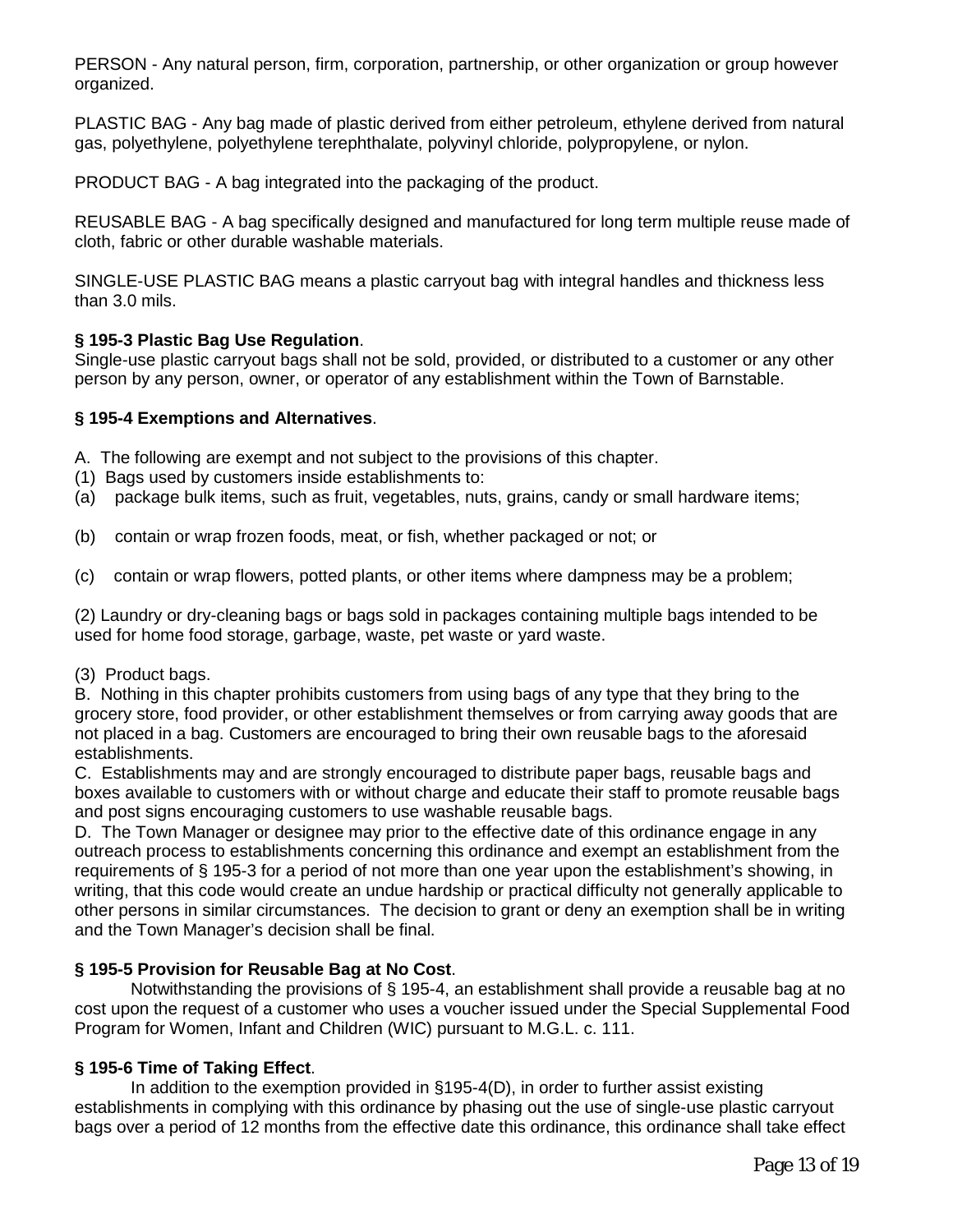PERSON - Any natural person, firm, corporation, partnership, or other organization or group however organized.

PLASTIC BAG - Any bag made of plastic derived from either petroleum, ethylene derived from natural gas, polyethylene, polyethylene terephthalate, polyvinyl chloride, polypropylene, or nylon.

PRODUCT BAG - A bag integrated into the packaging of the product.

REUSABLE BAG - A bag specifically designed and manufactured for long term multiple reuse made of cloth, fabric or other durable washable materials.

SINGLE-USE PLASTIC BAG means a plastic carryout bag with integral handles and thickness less than 3.0 mils.

**§ 195-3 Plastic Bag Use Regulation**.
Single-use plastic carryout bags shall not be sold, provided, or distributed to a customer or any other person by any person, owner, or operator of any establishment within the Town of Barnstable.

**§ 195-4 Exemptions and Alternatives**.

A. The following are exempt and not subject to the provisions of this chapter.
(1) Bags used by customers inside establishments to:
(a) package bulk items, such as fruit, vegetables, nuts, grains, candy or small hardware items;

(b) contain or wrap frozen foods, meat, or fish, whether packaged or not; or

(c) contain or wrap flowers, potted plants, or other items where dampness may be a problem;

(2) Laundry or dry-cleaning bags or bags sold in packages containing multiple bags intended to be used for home food storage, garbage, waste, pet waste or yard waste.

(3) Product bags.
B. Nothing in this chapter prohibits customers from using bags of any type that they bring to the grocery store, food provider, or other establishment themselves or from carrying away goods that are not placed in a bag. Customers are encouraged to bring their own reusable bags to the aforesaid establishments.
C. Establishments may and are strongly encouraged to distribute paper bags, reusable bags and boxes available to customers with or without charge and educate their staff to promote reusable bags and post signs encouraging customers to use washable reusable bags.
D. The Town Manager or designee may prior to the effective date of this ordinance engage in any outreach process to establishments concerning this ordinance and exempt an establishment from the requirements of § 195-3 for a period of not more than one year upon the establishment's showing, in writing, that this code would create an undue hardship or practical difficulty not generally applicable to other persons in similar circumstances. The decision to grant or deny an exemption shall be in writing and the Town Manager's decision shall be final.

**§ 195-5 Provision for Reusable Bag at No Cost**.
Notwithstanding the provisions of § 195-4, an establishment shall provide a reusable bag at no cost upon the request of a customer who uses a voucher issued under the Special Supplemental Food Program for Women, Infant and Children (WIC) pursuant to M.G.L. c. 111.

**§ 195-6 Time of Taking Effect**.
In addition to the exemption provided in §195-4(D), in order to further assist existing establishments in complying with this ordinance by phasing out the use of single-use plastic carryout bags over a period of 12 months from the effective date this ordinance, this ordinance shall take effect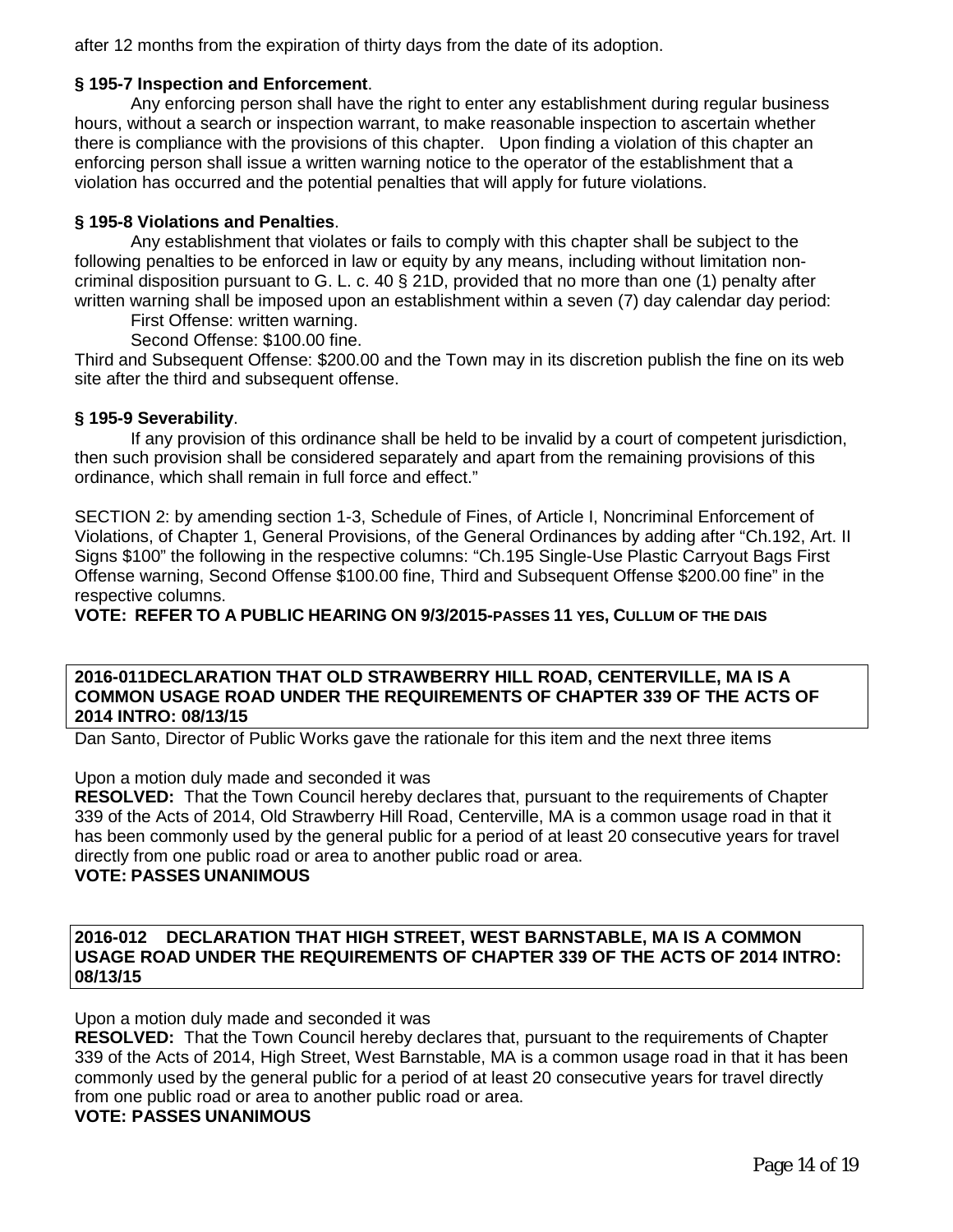after 12 months from the expiration of thirty days from the date of its adoption.

**§ 195-7 Inspection and Enforcement**.

Any enforcing person shall have the right to enter any establishment during regular business hours, without a search or inspection warrant, to make reasonable inspection to ascertain whether there is compliance with the provisions of this chapter. Upon finding a violation of this chapter an enforcing person shall issue a written warning notice to the operator of the establishment that a violation has occurred and the potential penalties that will apply for future violations.

**§ 195-8 Violations and Penalties**.

Any establishment that violates or fails to comply with this chapter shall be subject to the following penalties to be enforced in law or equity by any means, including without limitation non-criminal disposition pursuant to G. L. c. 40 § 21D, provided that no more than one (1) penalty after written warning shall be imposed upon an establishment within a seven (7) day calendar day period:

First Offense: written warning.

Second Offense: $100.00 fine.

Third and Subsequent Offense: $200.00 and the Town may in its discretion publish the fine on its web site after the third and subsequent offense.

**§ 195-9 Severability**.

If any provision of this ordinance shall be held to be invalid by a court of competent jurisdiction, then such provision shall be considered separately and apart from the remaining provisions of this ordinance, which shall remain in full force and effect."

SECTION 2: by amending section 1-3, Schedule of Fines, of Article I, Noncriminal Enforcement of Violations, of Chapter 1, General Provisions, of the General Ordinances by adding after "Ch.192, Art. II Signs $100" the following in the respective columns: "Ch.195 Single-Use Plastic Carryout Bags First Offense warning, Second Offense $100.00 fine, Third and Subsequent Offense $200.00 fine" in the respective columns.

**VOTE: REFER TO A PUBLIC HEARING ON 9/3/2015-PASSES 11 YES, CULLUM OF THE DAIS**

**2016-011DECLARATION THAT OLD STRAWBERRY HILL ROAD, CENTERVILLE, MA IS A COMMON USAGE ROAD UNDER THE REQUIREMENTS OF CHAPTER 339 OF THE ACTS OF 2014 INTRO: 08/13/15**

Dan Santo, Director of Public Works gave the rationale for this item and the next three items

Upon a motion duly made and seconded it was

**RESOLVED:** That the Town Council hereby declares that, pursuant to the requirements of Chapter 339 of the Acts of 2014, Old Strawberry Hill Road, Centerville, MA is a common usage road in that it has been commonly used by the general public for a period of at least 20 consecutive years for travel directly from one public road or area to another public road or area.

**VOTE: PASSES UNANIMOUS**

**2016-012 DECLARATION THAT HIGH STREET, WEST BARNSTABLE, MA IS A COMMON USAGE ROAD UNDER THE REQUIREMENTS OF CHAPTER 339 OF THE ACTS OF 2014 INTRO: 08/13/15**

Upon a motion duly made and seconded it was

**RESOLVED:** That the Town Council hereby declares that, pursuant to the requirements of Chapter 339 of the Acts of 2014, High Street, West Barnstable, MA is a common usage road in that it has been commonly used by the general public for a period of at least 20 consecutive years for travel directly from one public road or area to another public road or area.

**VOTE: PASSES UNANIMOUS**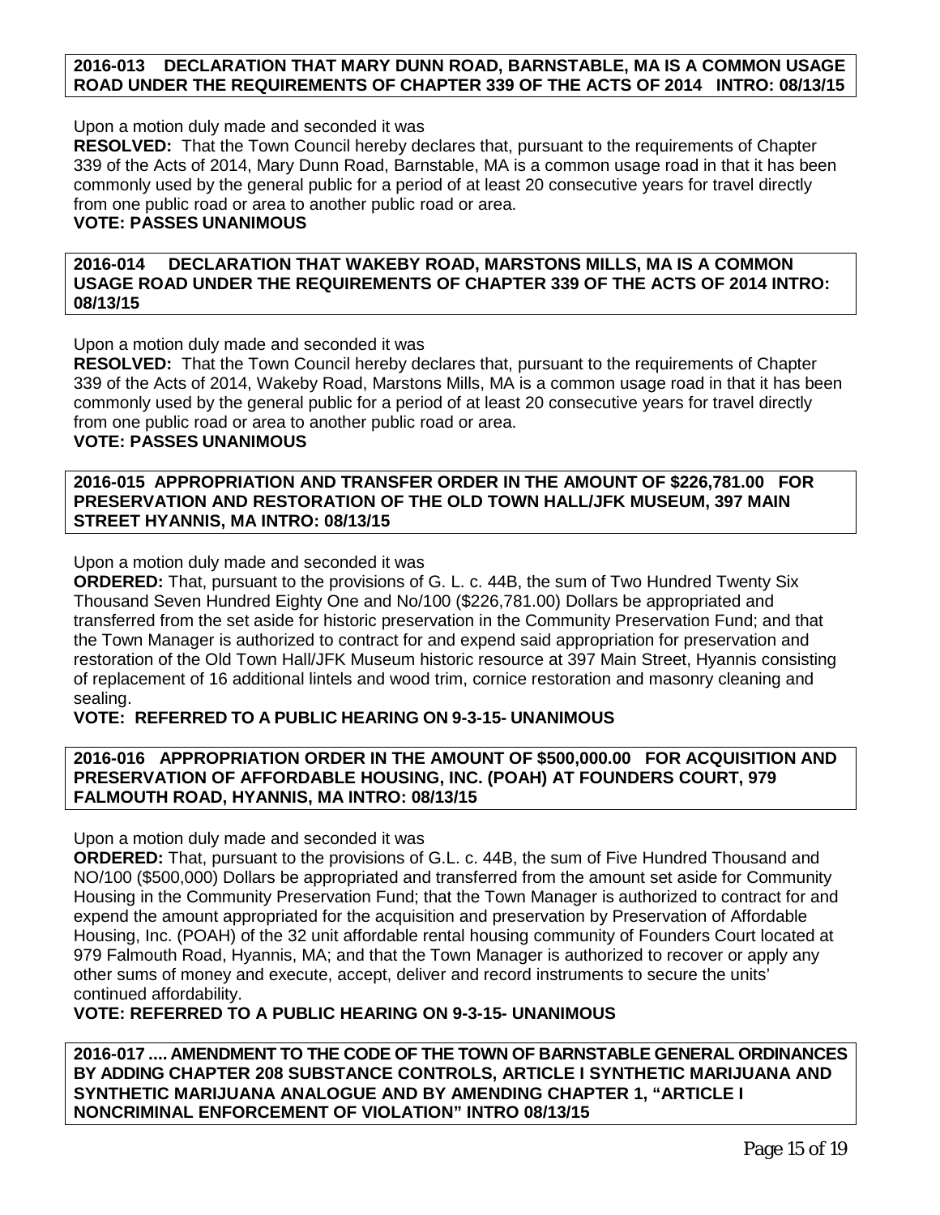**2016-013 DECLARATION THAT MARY DUNN ROAD, BARNSTABLE, MA IS A COMMON USAGE ROAD UNDER THE REQUIREMENTS OF CHAPTER 339 OF THE ACTS OF 2014 INTRO: 08/13/15**

Upon a motion duly made and seconded it was

**RESOLVED:** That the Town Council hereby declares that, pursuant to the requirements of Chapter 339 of the Acts of 2014, Mary Dunn Road, Barnstable, MA is a common usage road in that it has been commonly used by the general public for a period of at least 20 consecutive years for travel directly from one public road or area to another public road or area.

**VOTE: PASSES UNANIMOUS**

**2016-014 DECLARATION THAT WAKEBY ROAD, MARSTONS MILLS, MA IS A COMMON USAGE ROAD UNDER THE REQUIREMENTS OF CHAPTER 339 OF THE ACTS OF 2014 INTRO: 08/13/15**

Upon a motion duly made and seconded it was

**RESOLVED:** That the Town Council hereby declares that, pursuant to the requirements of Chapter 339 of the Acts of 2014, Wakeby Road, Marstons Mills, MA is a common usage road in that it has been commonly used by the general public for a period of at least 20 consecutive years for travel directly from one public road or area to another public road or area.

**VOTE: PASSES UNANIMOUS**

**2016-015 APPROPRIATION AND TRANSFER ORDER IN THE AMOUNT OF $226,781.00 FOR PRESERVATION AND RESTORATION OF THE OLD TOWN HALL/JFK MUSEUM, 397 MAIN STREET HYANNIS, MA INTRO: 08/13/15**

Upon a motion duly made and seconded it was

**ORDERED:** That, pursuant to the provisions of G. L. c. 44B, the sum of Two Hundred Twenty Six Thousand Seven Hundred Eighty One and No/100 ($226,781.00) Dollars be appropriated and transferred from the set aside for historic preservation in the Community Preservation Fund; and that the Town Manager is authorized to contract for and expend said appropriation for preservation and restoration of the Old Town Hall/JFK Museum historic resource at 397 Main Street, Hyannis consisting of replacement of 16 additional lintels and wood trim, cornice restoration and masonry cleaning and sealing.

**VOTE: REFERRED TO A PUBLIC HEARING ON 9-3-15- UNANIMOUS**

**2016-016 APPROPRIATION ORDER IN THE AMOUNT OF $500,000.00 FOR ACQUISITION AND PRESERVATION OF AFFORDABLE HOUSING, INC. (POAH) AT FOUNDERS COURT, 979 FALMOUTH ROAD, HYANNIS, MA INTRO: 08/13/15**

Upon a motion duly made and seconded it was

**ORDERED:** That, pursuant to the provisions of G.L. c. 44B, the sum of Five Hundred Thousand and NO/100 ($500,000) Dollars be appropriated and transferred from the amount set aside for Community Housing in the Community Preservation Fund; that the Town Manager is authorized to contract for and expend the amount appropriated for the acquisition and preservation by Preservation of Affordable Housing, Inc. (POAH) of the 32 unit affordable rental housing community of Founders Court located at 979 Falmouth Road, Hyannis, MA; and that the Town Manager is authorized to recover or apply any other sums of money and execute, accept, deliver and record instruments to secure the units' continued affordability.

**VOTE: REFERRED TO A PUBLIC HEARING ON 9-3-15- UNANIMOUS**

**2016-017 .... AMENDMENT TO THE CODE OF THE TOWN OF BARNSTABLE GENERAL ORDINANCES BY ADDING CHAPTER 208 SUBSTANCE CONTROLS, ARTICLE I SYNTHETIC MARIJUANA AND SYNTHETIC MARIJUANA ANALOGUE AND BY AMENDING CHAPTER 1, "ARTICLE I NONCRIMINAL ENFORCEMENT OF VIOLATION" INTRO 08/13/15**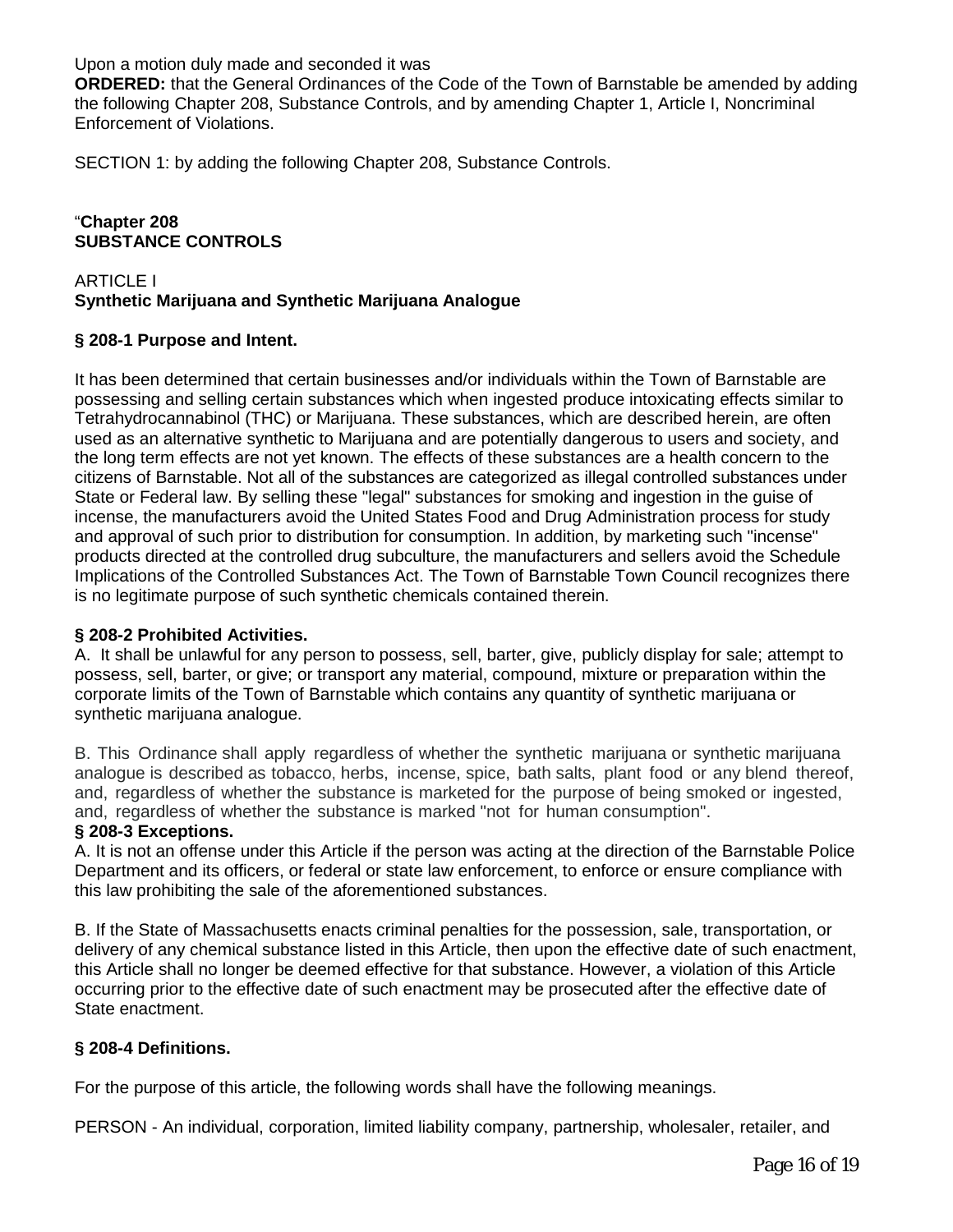Upon a motion duly made and seconded it was

**ORDERED:** that the General Ordinances of the Code of the Town of Barnstable be amended by adding the following Chapter 208, Substance Controls, and by amending Chapter 1, Article I, Noncriminal Enforcement of Violations.

SECTION 1: by adding the following Chapter 208, Substance Controls.

"**Chapter 208**
**SUBSTANCE CONTROLS**

ARTICLE I
**Synthetic Marijuana and Synthetic Marijuana Analogue**

**§ 208-1 Purpose and Intent.**

It has been determined that certain businesses and/or individuals within the Town of Barnstable are possessing and selling certain substances which when ingested produce intoxicating effects similar to Tetrahydrocannabinol (THC) or Marijuana. These substances, which are described herein, are often used as an alternative synthetic to Marijuana and are potentially dangerous to users and society, and the long term effects are not yet known. The effects of these substances are a health concern to the citizens of Barnstable. Not all of the substances are categorized as illegal controlled substances under State or Federal law. By selling these "legal" substances for smoking and ingestion in the guise of incense, the manufacturers avoid the United States Food and Drug Administration process for study and approval of such prior to distribution for consumption. In addition, by marketing such "incense" products directed at the controlled drug subculture, the manufacturers and sellers avoid the Schedule Implications of the Controlled Substances Act. The Town of Barnstable Town Council recognizes there is no legitimate purpose of such synthetic chemicals contained therein.

**§ 208-2 Prohibited Activities.**

A. It shall be unlawful for any person to possess, sell, barter, give, publicly display for sale; attempt to possess, sell, barter, or give; or transport any material, compound, mixture or preparation within the corporate limits of the Town of Barnstable which contains any quantity of synthetic marijuana or synthetic marijuana analogue.

B. This Ordinance shall apply regardless of whether the synthetic marijuana or synthetic marijuana analogue is described as tobacco, herbs, incense, spice, bath salts, plant food or any blend thereof, and, regardless of whether the substance is marketed for the purpose of being smoked or ingested, and, regardless of whether the substance is marked "not for human consumption".

**§ 208-3 Exceptions.**

A. It is not an offense under this Article if the person was acting at the direction of the Barnstable Police Department and its officers, or federal or state law enforcement, to enforce or ensure compliance with this law prohibiting the sale of the aforementioned substances.

B. If the State of Massachusetts enacts criminal penalties for the possession, sale, transportation, or delivery of any chemical substance listed in this Article, then upon the effective date of such enactment, this Article shall no longer be deemed effective for that substance. However, a violation of this Article occurring prior to the effective date of such enactment may be prosecuted after the effective date of State enactment.

**§ 208-4 Definitions.**

For the purpose of this article, the following words shall have the following meanings.

PERSON - An individual, corporation, limited liability company, partnership, wholesaler, retailer, and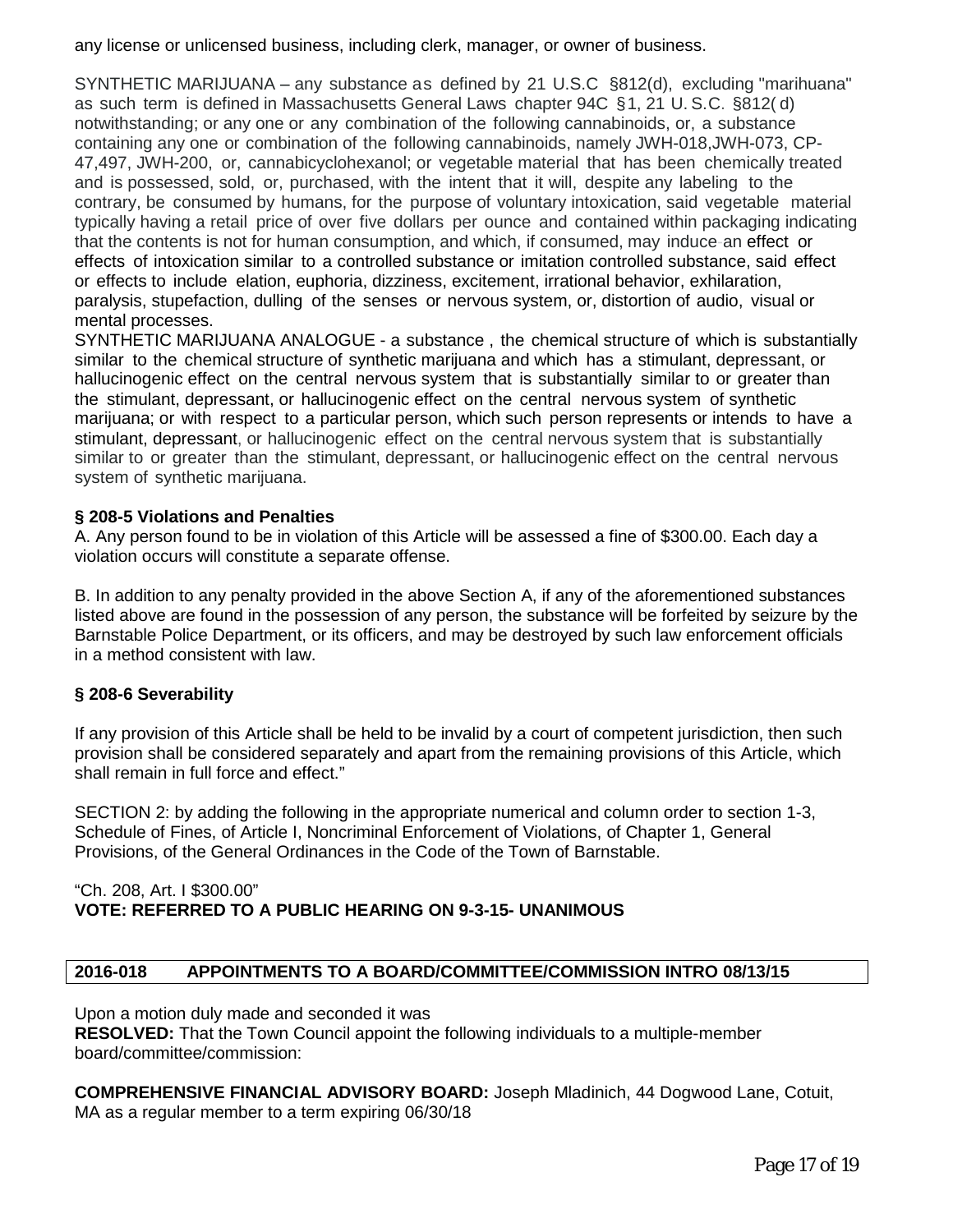any license or unlicensed business, including clerk, manager, or owner of business.

SYNTHETIC MARIJUANA – any substance as defined by 21 U.S.C §812(d), excluding "marihuana" as such term is defined in Massachusetts General Laws chapter 94C §1, 21 U. S.C. §812( d) notwithstanding; or any one or any combination of the following cannabinoids, or, a substance containing any one or combination of the following cannabinoids, namely JWH-018,JWH-073, CP-47,497, JWH-200, or, cannabicyclohexanol; or vegetable material that has been chemically treated and is possessed, sold, or, purchased, with the intent that it will, despite any labeling to the contrary, be consumed by humans, for the purpose of voluntary intoxication, said vegetable material typically having a retail price of over five dollars per ounce and contained within packaging indicating that the contents is not for human consumption, and which, if consumed, may induce an effect or effects of intoxication similar to a controlled substance or imitation controlled substance, said effect or effects to include elation, euphoria, dizziness, excitement, irrational behavior, exhilaration, paralysis, stupefaction, dulling of the senses or nervous system, or, distortion of audio, visual or mental processes.

SYNTHETIC MARIJUANA ANALOGUE - a substance , the chemical structure of which is substantially similar to the chemical structure of synthetic marijuana and which has a stimulant, depressant, or hallucinogenic effect on the central nervous system that is substantially similar to or greater than the stimulant, depressant, or hallucinogenic effect on the central nervous system of synthetic marijuana; or with respect to a particular person, which such person represents or intends to have a stimulant, depressant, or hallucinogenic effect on the central nervous system that is substantially similar to or greater than the stimulant, depressant, or hallucinogenic effect on the central nervous system of synthetic marijuana.

**§ 208-5 Violations and Penalties**

A. Any person found to be in violation of this Article will be assessed a fine of $300.00. Each day a violation occurs will constitute a separate offense.

B. In addition to any penalty provided in the above Section A, if any of the aforementioned substances listed above are found in the possession of any person, the substance will be forfeited by seizure by the Barnstable Police Department, or its officers, and may be destroyed by such law enforcement officials in a method consistent with law.

**§ 208-6 Severability**

If any provision of this Article shall be held to be invalid by a court of competent jurisdiction, then such provision shall be considered separately and apart from the remaining provisions of this Article, which shall remain in full force and effect."

SECTION 2: by adding the following in the appropriate numerical and column order to section 1-3, Schedule of Fines, of Article I, Noncriminal Enforcement of Violations, of Chapter 1, General Provisions, of the General Ordinances in the Code of the Town of Barnstable.

"Ch. 208, Art. I $300.00"

**VOTE: REFERRED TO A PUBLIC HEARING ON 9-3-15- UNANIMOUS**

**2016-018 APPOINTMENTS TO A BOARD/COMMITTEE/COMMISSION INTRO 08/13/15**

Upon a motion duly made and seconded it was

**RESOLVED:** That the Town Council appoint the following individuals to a multiple-member board/committee/commission:

**COMPREHENSIVE FINANCIAL ADVISORY BOARD:** Joseph Mladinich, 44 Dogwood Lane, Cotuit, MA as a regular member to a term expiring 06/30/18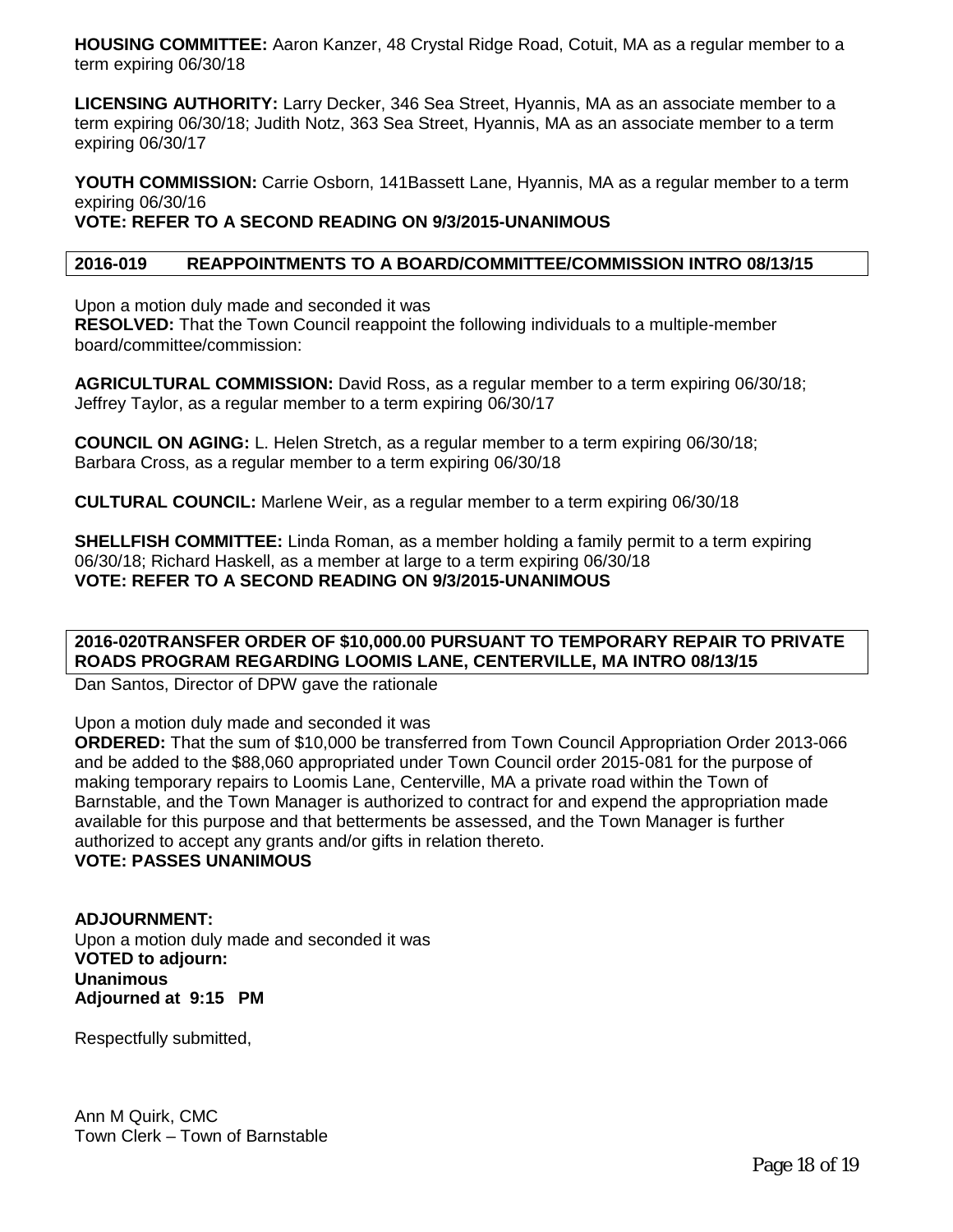**HOUSING COMMITTEE:** Aaron Kanzer, 48 Crystal Ridge Road, Cotuit, MA as a regular member to a term expiring 06/30/18

**LICENSING AUTHORITY:** Larry Decker, 346 Sea Street, Hyannis, MA as an associate member to a term expiring 06/30/18; Judith Notz, 363 Sea Street, Hyannis, MA as an associate member to a term expiring 06/30/17

**YOUTH COMMISSION:** Carrie Osborn, 141Bassett Lane, Hyannis, MA as a regular member to a term expiring 06/30/16

**VOTE: REFER TO A SECOND READING ON 9/3/2015-UNANIMOUS**

**2016-019 REAPPOINTMENTS TO A BOARD/COMMITTEE/COMMISSION INTRO 08/13/15**

Upon a motion duly made and seconded it was

**RESOLVED:** That the Town Council reappoint the following individuals to a multiple-member board/committee/commission:

**AGRICULTURAL COMMISSION:** David Ross, as a regular member to a term expiring 06/30/18; Jeffrey Taylor, as a regular member to a term expiring 06/30/17

**COUNCIL ON AGING:** L. Helen Stretch, as a regular member to a term expiring 06/30/18; Barbara Cross, as a regular member to a term expiring 06/30/18

**CULTURAL COUNCIL:** Marlene Weir, as a regular member to a term expiring 06/30/18

**SHELLFISH COMMITTEE:** Linda Roman, as a member holding a family permit to a term expiring 06/30/18; Richard Haskell, as a member at large to a term expiring 06/30/18

**VOTE: REFER TO A SECOND READING ON 9/3/2015-UNANIMOUS**

**2016-020TRANSFER ORDER OF $10,000.00 PURSUANT TO TEMPORARY REPAIR TO PRIVATE ROADS PROGRAM REGARDING LOOMIS LANE, CENTERVILLE, MA INTRO 08/13/15**

Dan Santos, Director of DPW gave the rationale

Upon a motion duly made and seconded it was

**ORDERED:** That the sum of $10,000 be transferred from Town Council Appropriation Order 2013-066 and be added to the $88,060 appropriated under Town Council order 2015-081 for the purpose of making temporary repairs to Loomis Lane, Centerville, MA a private road within the Town of Barnstable, and the Town Manager is authorized to contract for and expend the appropriation made available for this purpose and that betterments be assessed, and the Town Manager is further authorized to accept any grants and/or gifts in relation thereto.

**VOTE: PASSES UNANIMOUS**

**ADJOURNMENT:**

Upon a motion duly made and seconded it was

**VOTED to adjourn:**

**Unanimous**

**Adjourned at 9:15 PM**

Respectfully submitted,

Ann M Quirk, CMC

Town Clerk – Town of Barnstable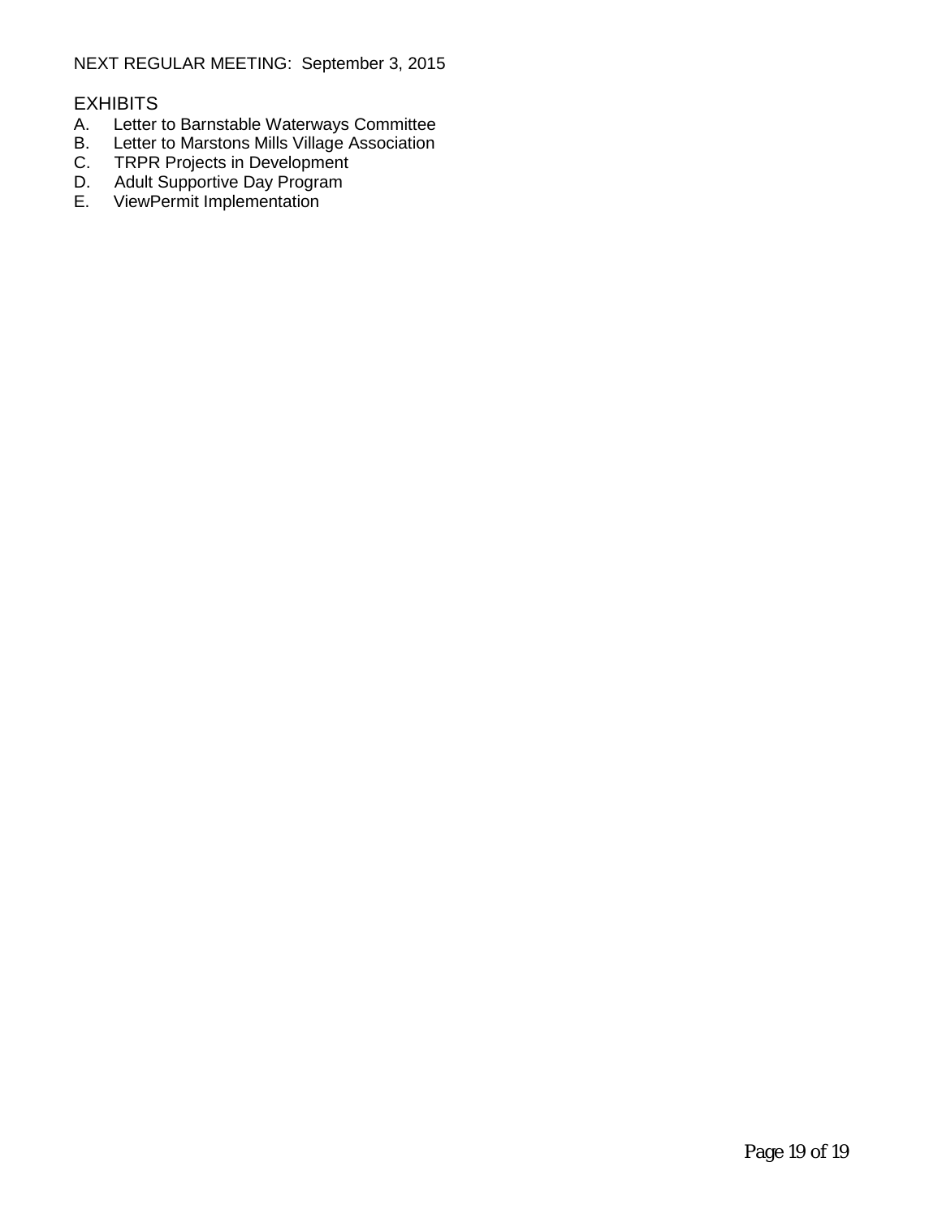NEXT REGULAR MEETING: September 3, 2015

EXHIBITS

A. Letter to Barnstable Waterways Committee
B. Letter to Marstons Mills Village Association
C. TRPR Projects in Development
D. Adult Supportive Day Program
E. ViewPermit Implementation